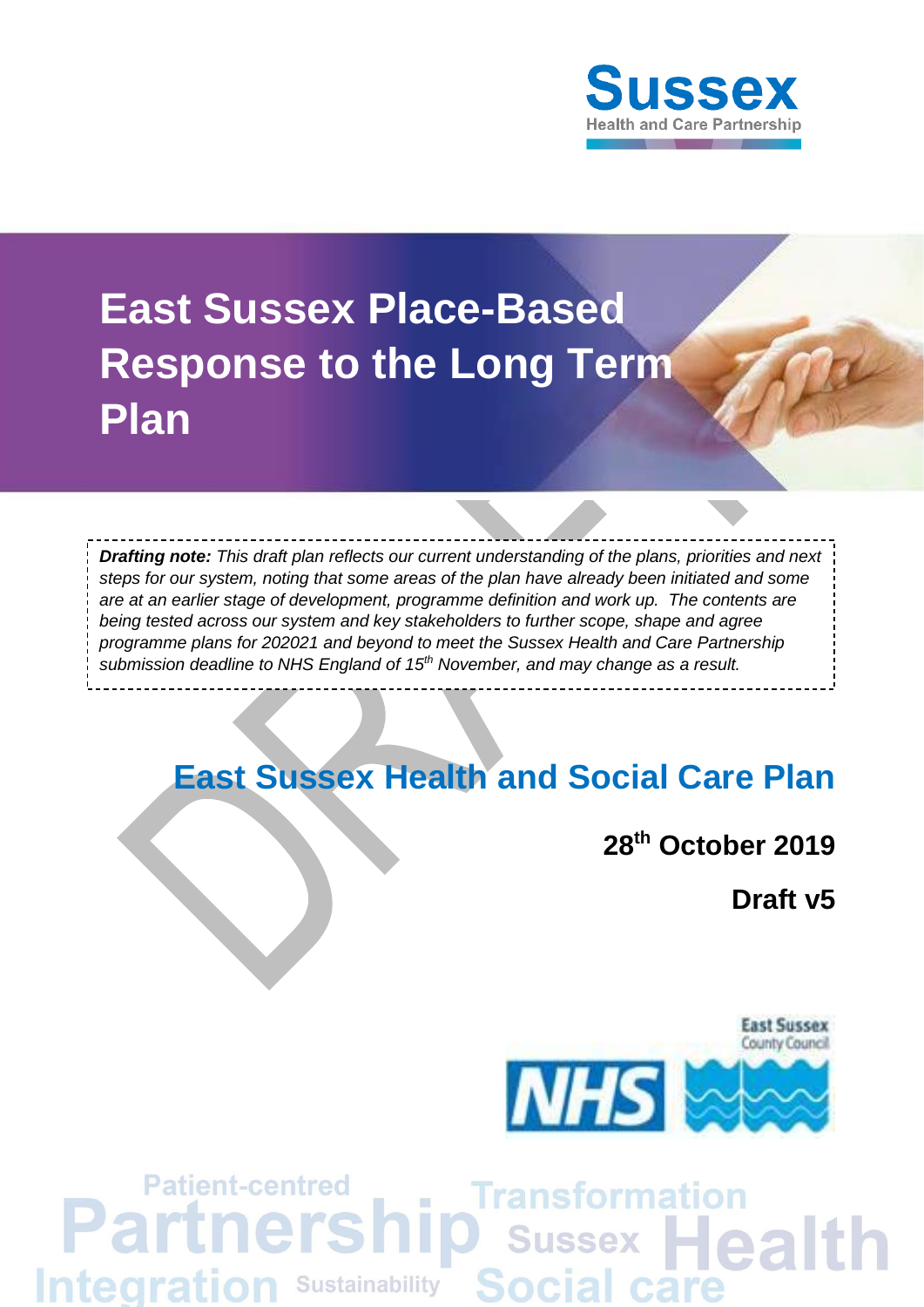Sussex Health and Care Partnership

# East Sussex Place-Based Response to the Long Term Plan

***Drafting note:*** *This draft plan reflects our current understanding of the plans, priorities and next steps for our system, noting that some areas of the plan have already been initiated and some are at an earlier stage of development, programme definition and work up. The contents are being tested across our system and key stakeholders to further scope, shape and agree programme plans for 202021 and beyond to meet the Sussex Health and Care Partnership submission deadline to NHS England of 15th November, and may change as a result.*

## East Sussex Health and Social Care Plan

**28th October 2019**

**Draft v5**

East Sussex County Council

NHS

Patient-centred Partnership Transformation Sussex Health Integration Sustainability Social care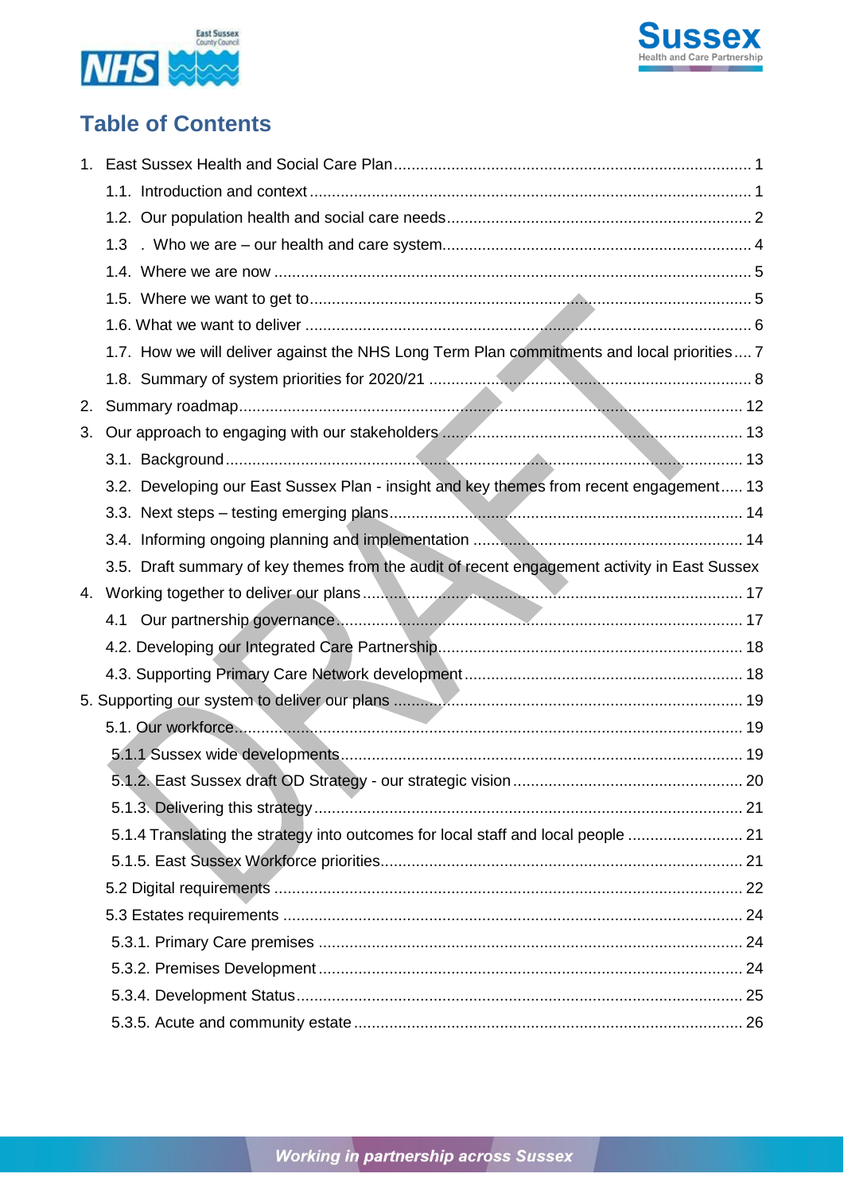# Table of Contents

1. East Sussex Health and Social Care Plan ........ 1
   - 1.1. Introduction and context ........ 1
   - 1.2. Our population health and social care needs ........ 2
   - 1.3 . Who we are – our health and care system ........ 4
   - 1.4. Where we are now ........ 5
   - 1.5. Where we want to get to ........ 5
   - 1.6. What we want to deliver ........ 6
   - 1.7. How we will deliver against the NHS Long Term Plan commitments and local priorities ........ 7
   - 1.8. Summary of system priorities for 2020/21 ........ 8
2. Summary roadmap ........ 12
3. Our approach to engaging with our stakeholders ........ 13
   - 3.1. Background ........ 13
   - 3.2. Developing our East Sussex Plan - insight and key themes from recent engagement ........ 13
   - 3.3. Next steps – testing emerging plans ........ 14
   - 3.4. Informing ongoing planning and implementation ........ 14
   - 3.5. Draft summary of key themes from the audit of recent engagement activity in East Sussex
4. Working together to deliver our plans ........ 17
   - 4.1 Our partnership governance ........ 17
   - 4.2. Developing our Integrated Care Partnership ........ 18
   - 4.3. Supporting Primary Care Network development ........ 18
5. Supporting our system to deliver our plans ........ 19
   - 5.1. Our workforce ........ 19
     - 5.1.1 Sussex wide developments ........ 19
     - 5.1.2. East Sussex draft OD Strategy - our strategic vision ........ 20
     - 5.1.3. Delivering this strategy ........ 21
     - 5.1.4 Translating the strategy into outcomes for local staff and local people ........ 21
     - 5.1.5. East Sussex Workforce priorities ........ 21
   - 5.2 Digital requirements ........ 22
   - 5.3 Estates requirements ........ 24
     - 5.3.1. Primary Care premises ........ 24
     - 5.3.2. Premises Development ........ 24
     - 5.3.4. Development Status ........ 25
     - 5.3.5. Acute and community estate ........ 26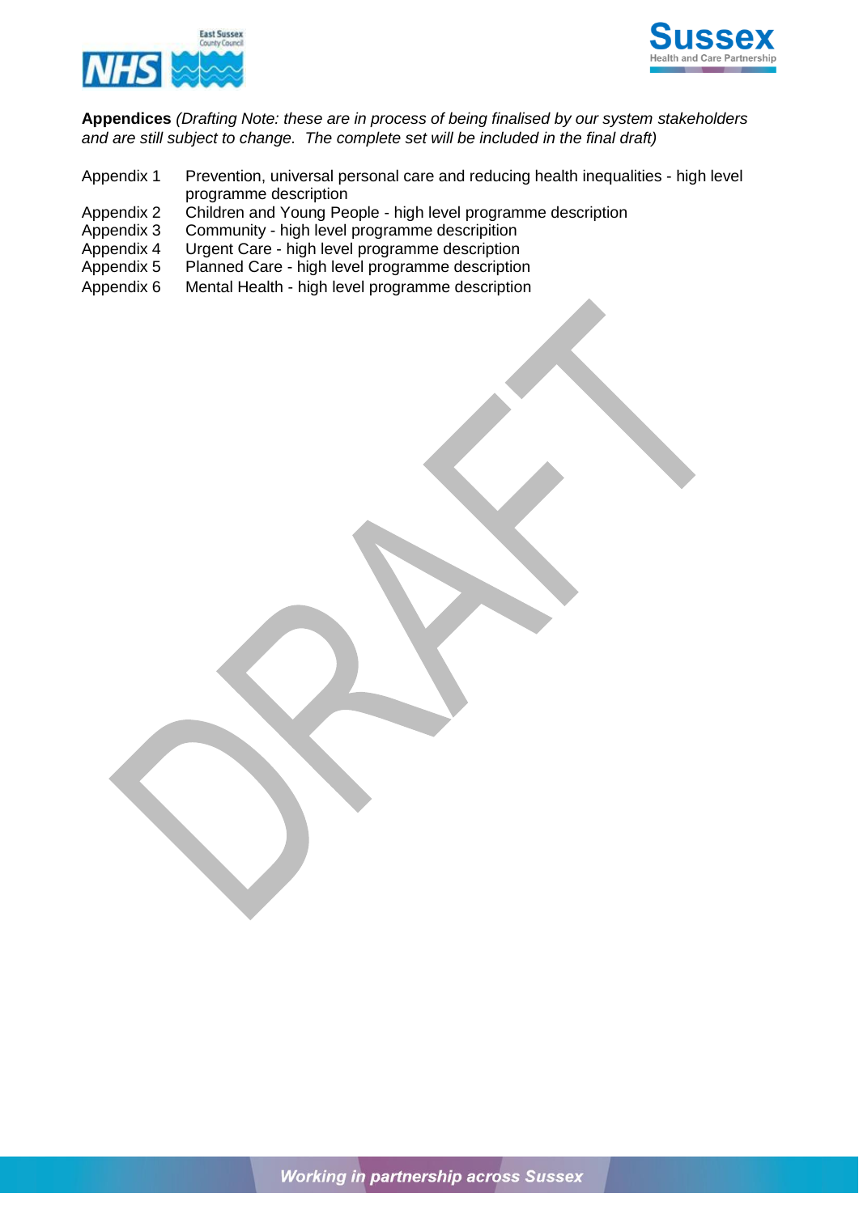**Appendices** *(Drafting Note: these are in process of being finalised by our system stakeholders and are still subject to change. The complete set will be included in the final draft)*

| | |
|---|---|
| Appendix 1 | Prevention, universal personal care and reducing health inequalities - high level programme description |
| Appendix 2 | Children and Young People - high level programme description |
| Appendix 3 | Community - high level programme description |
| Appendix 4 | Urgent Care - high level programme description |
| Appendix 5 | Planned Care - high level programme description |
| Appendix 6 | Mental Health - high level programme description |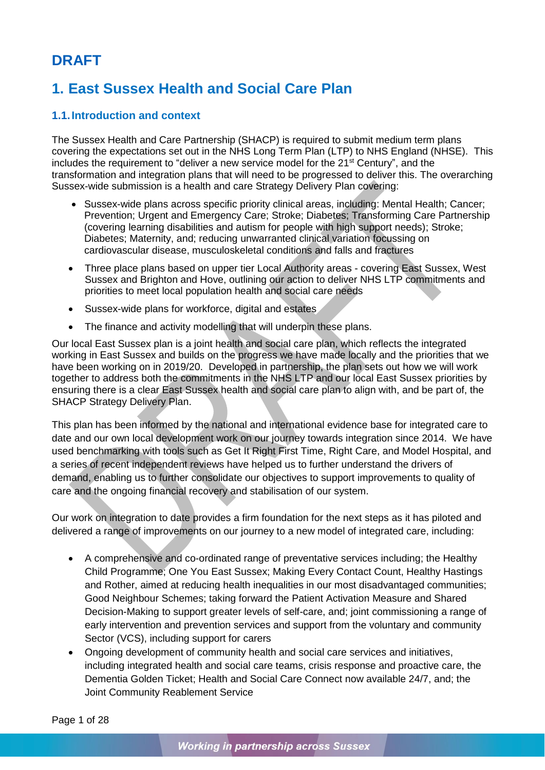# DRAFT

# 1. East Sussex Health and Social Care Plan

## 1.1. Introduction and context

The Sussex Health and Care Partnership (SHACP) is required to submit medium term plans covering the expectations set out in the NHS Long Term Plan (LTP) to NHS England (NHSE). This includes the requirement to "deliver a new service model for the 21st Century", and the transformation and integration plans that will need to be progressed to deliver this. The overarching Sussex-wide submission is a health and care Strategy Delivery Plan covering:

- Sussex-wide plans across specific priority clinical areas, including: Mental Health; Cancer; Prevention; Urgent and Emergency Care; Stroke; Diabetes; Transforming Care Partnership (covering learning disabilities and autism for people with high support needs); Stroke; Diabetes; Maternity, and; reducing unwarranted clinical variation focussing on cardiovascular disease, musculoskeletal conditions and falls and fractures
- Three place plans based on upper tier Local Authority areas - covering East Sussex, West Sussex and Brighton and Hove, outlining our action to deliver NHS LTP commitments and priorities to meet local population health and social care needs
- Sussex-wide plans for workforce, digital and estates
- The finance and activity modelling that will underpin these plans.

Our local East Sussex plan is a joint health and social care plan, which reflects the integrated working in East Sussex and builds on the progress we have made locally and the priorities that we have been working on in 2019/20. Developed in partnership, the plan sets out how we will work together to address both the commitments in the NHS LTP and our local East Sussex priorities by ensuring there is a clear East Sussex health and social care plan to align with, and be part of, the SHACP Strategy Delivery Plan.

This plan has been informed by the national and international evidence base for integrated care to date and our own local development work on our journey towards integration since 2014. We have used benchmarking with tools such as Get It Right First Time, Right Care, and Model Hospital, and a series of recent independent reviews have helped us to further understand the drivers of demand, enabling us to further consolidate our objectives to support improvements to quality of care and the ongoing financial recovery and stabilisation of our system.

Our work on integration to date provides a firm foundation for the next steps as it has piloted and delivered a range of improvements on our journey to a new model of integrated care, including:

- A comprehensive and co-ordinated range of preventative services including; the Healthy Child Programme; One You East Sussex; Making Every Contact Count, Healthy Hastings and Rother, aimed at reducing health inequalities in our most disadvantaged communities; Good Neighbour Schemes; taking forward the Patient Activation Measure and Shared Decision-Making to support greater levels of self-care, and; joint commissioning a range of early intervention and prevention services and support from the voluntary and community Sector (VCS), including support for carers
- Ongoing development of community health and social care services and initiatives, including integrated health and social care teams, crisis response and proactive care, the Dementia Golden Ticket; Health and Social Care Connect now available 24/7, and; the Joint Community Reablement Service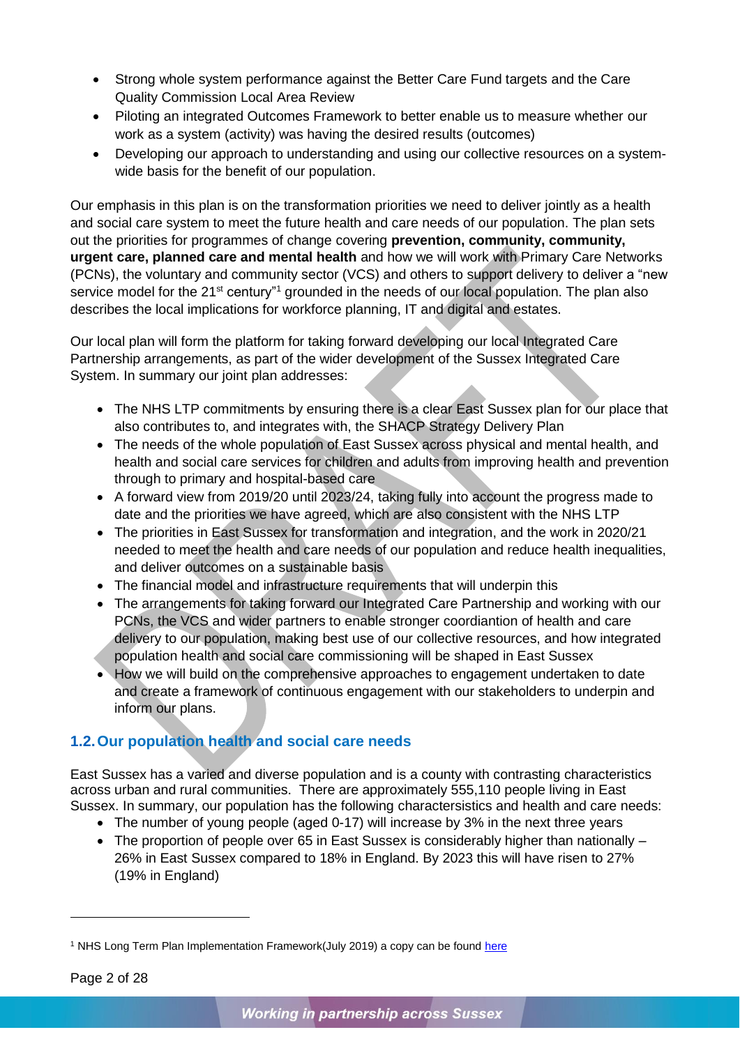- Strong whole system performance against the Better Care Fund targets and the Care Quality Commission Local Area Review
- Piloting an integrated Outcomes Framework to better enable us to measure whether our work as a system (activity) was having the desired results (outcomes)
- Developing our approach to understanding and using our collective resources on a system-wide basis for the benefit of our population.

Our emphasis in this plan is on the transformation priorities we need to deliver jointly as a health and social care system to meet the future health and care needs of our population. The plan sets out the priorities for programmes of change covering **prevention, community, community, urgent care, planned care and mental health** and how we will work with Primary Care Networks (PCNs), the voluntary and community sector (VCS) and others to support delivery to deliver a "new service model for the 21st century"[1] grounded in the needs of our local population. The plan also describes the local implications for workforce planning, IT and digital and estates.

Our local plan will form the platform for taking forward developing our local Integrated Care Partnership arrangements, as part of the wider development of the Sussex Integrated Care System. In summary our joint plan addresses:

- The NHS LTP commitments by ensuring there is a clear East Sussex plan for our place that also contributes to, and integrates with, the SHACP Strategy Delivery Plan
- The needs of the whole population of East Sussex across physical and mental health, and health and social care services for children and adults from improving health and prevention through to primary and hospital-based care
- A forward view from 2019/20 until 2023/24, taking fully into account the progress made to date and the priorities we have agreed, which are also consistent with the NHS LTP
- The priorities in East Sussex for transformation and integration, and the work in 2020/21 needed to meet the health and care needs of our population and reduce health inequalities, and deliver outcomes on a sustainable basis
- The financial model and infrastructure requirements that will underpin this
- The arrangements for taking forward our Integrated Care Partnership and working with our PCNs, the VCS and wider partners to enable stronger coordiantion of health and care delivery to our population, making best use of our collective resources, and how integrated population health and social care commissioning will be shaped in East Sussex
- How we will build on the comprehensive approaches to engagement undertaken to date and create a framework of continuous engagement with our stakeholders to underpin and inform our plans.

## 1.2. Our population health and social care needs

East Sussex has a varied and diverse population and is a county with contrasting characteristics across urban and rural communities. There are approximately 555,110 people living in East Sussex. In summary, our population has the following charactersistics and health and care needs:

- The number of young people (aged 0-17) will increase by 3% in the next three years
- The proportion of people over 65 in East Sussex is considerably higher than nationally – 26% in East Sussex compared to 18% in England. By 2023 this will have risen to 27% (19% in England)

---

[1] NHS Long Term Plan Implementation Framework(July 2019) a copy can be found here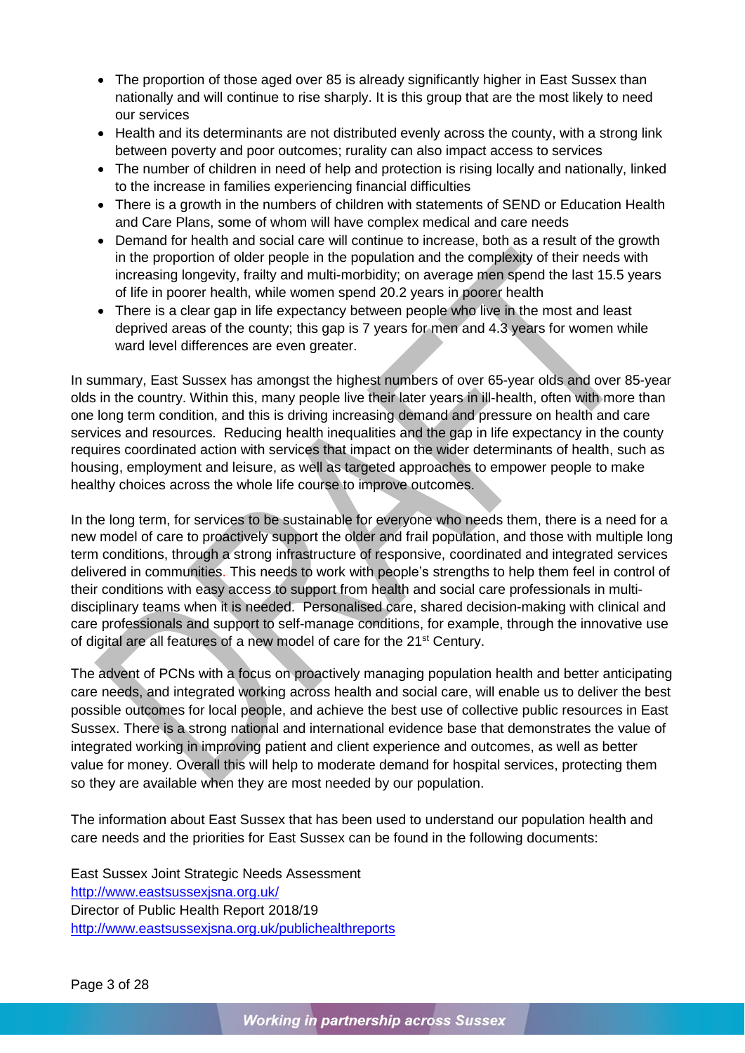- The proportion of those aged over 85 is already significantly higher in East Sussex than nationally and will continue to rise sharply. It is this group that are the most likely to need our services
- Health and its determinants are not distributed evenly across the county, with a strong link between poverty and poor outcomes; rurality can also impact access to services
- The number of children in need of help and protection is rising locally and nationally, linked to the increase in families experiencing financial difficulties
- There is a growth in the numbers of children with statements of SEND or Education Health and Care Plans, some of whom will have complex medical and care needs
- Demand for health and social care will continue to increase, both as a result of the growth in the proportion of older people in the population and the complexity of their needs with increasing longevity, frailty and multi-morbidity; on average men spend the last 15.5 years of life in poorer health, while women spend 20.2 years in poorer health
- There is a clear gap in life expectancy between people who live in the most and least deprived areas of the county; this gap is 7 years for men and 4.3 years for women while ward level differences are even greater.

In summary, East Sussex has amongst the highest numbers of over 65-year olds and over 85-year olds in the country. Within this, many people live their later years in ill-health, often with more than one long term condition, and this is driving increasing demand and pressure on health and care services and resources. Reducing health inequalities and the gap in life expectancy in the county requires coordinated action with services that impact on the wider determinants of health, such as housing, employment and leisure, as well as targeted approaches to empower people to make healthy choices across the whole life course to improve outcomes.

In the long term, for services to be sustainable for everyone who needs them, there is a need for a new model of care to proactively support the older and frail population, and those with multiple long term conditions, through a strong infrastructure of responsive, coordinated and integrated services delivered in communities. This needs to work with people's strengths to help them feel in control of their conditions with easy access to support from health and social care professionals in multi-disciplinary teams when it is needed. Personalised care, shared decision-making with clinical and care professionals and support to self-manage conditions, for example, through the innovative use of digital are all features of a new model of care for the 21st Century.

The advent of PCNs with a focus on proactively managing population health and better anticipating care needs, and integrated working across health and social care, will enable us to deliver the best possible outcomes for local people, and achieve the best use of collective public resources in East Sussex. There is a strong national and international evidence base that demonstrates the value of integrated working in improving patient and client experience and outcomes, as well as better value for money. Overall this will help to moderate demand for hospital services, protecting them so they are available when they are most needed by our population.

The information about East Sussex that has been used to understand our population health and care needs and the priorities for East Sussex can be found in the following documents:

East Sussex Joint Strategic Needs Assessment
http://www.eastsussexjsna.org.uk/
Director of Public Health Report 2018/19
http://www.eastsussexjsna.org.uk/publichealthreports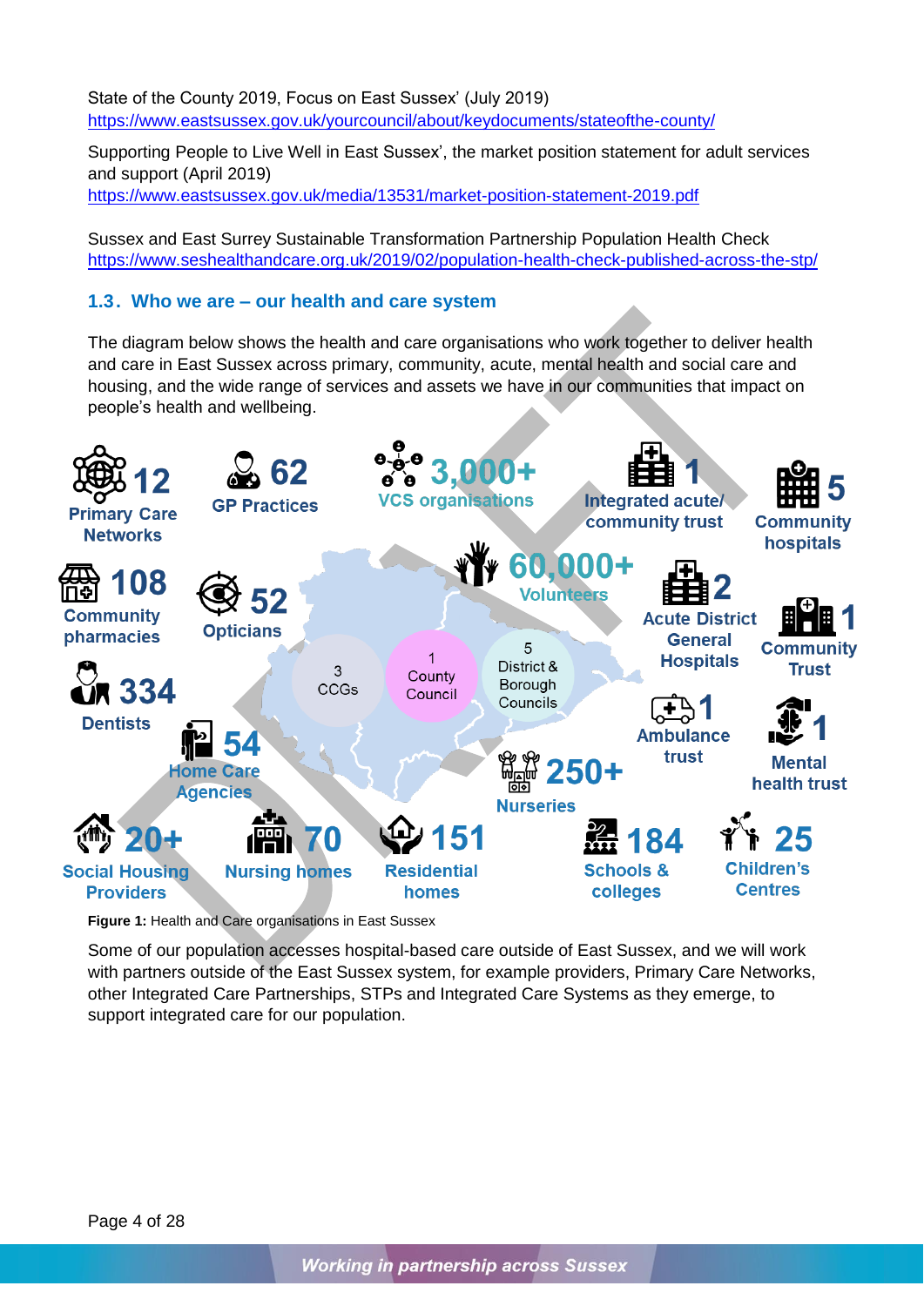State of the County 2019, Focus on East Sussex' (July 2019)
https://www.eastsussex.gov.uk/yourcouncil/about/keydocuments/stateofthe-county/

Supporting People to Live Well in East Sussex', the market position statement for adult services and support (April 2019)
https://www.eastsussex.gov.uk/media/13531/market-position-statement-2019.pdf

Sussex and East Surrey Sustainable Transformation Partnership Population Health Check
https://www.seshealthandcare.org.uk/2019/02/population-health-check-published-across-the-stp/

### 1.3. Who we are – our health and care system

The diagram below shows the health and care organisations who work together to deliver health and care in East Sussex across primary, community, acute, mental health and social care and housing, and the wide range of services and assets we have in our communities that impact on people's health and wellbeing.

- 12 Primary Care Networks
- 62 GP Practices
- 3,000+ VCS organisations
- 1 Integrated acute/ community trust
- 5 Community hospitals
- 108 Community pharmacies
- 52 Opticians
- 60,000+ Volunteers
- 2 Acute District General Hospitals
- 1 Community Trust
- 3 CCGs
- 1 County Council
- 5 District & Borough Councils
- 334 Dentists
- 54 Home Care Agencies
- 1 Ambulance trust
- 1 Mental health trust
- 250+ Nurseries
- 20+ Social Housing Providers
- 70 Nursing homes
- 151 Residential homes
- 184 Schools & colleges
- 25 Children's Centres

**Figure 1:** Health and Care organisations in East Sussex

Some of our population accesses hospital-based care outside of East Sussex, and we will work with partners outside of the East Sussex system, for example providers, Primary Care Networks, other Integrated Care Partnerships, STPs and Integrated Care Systems as they emerge, to support integrated care for our population.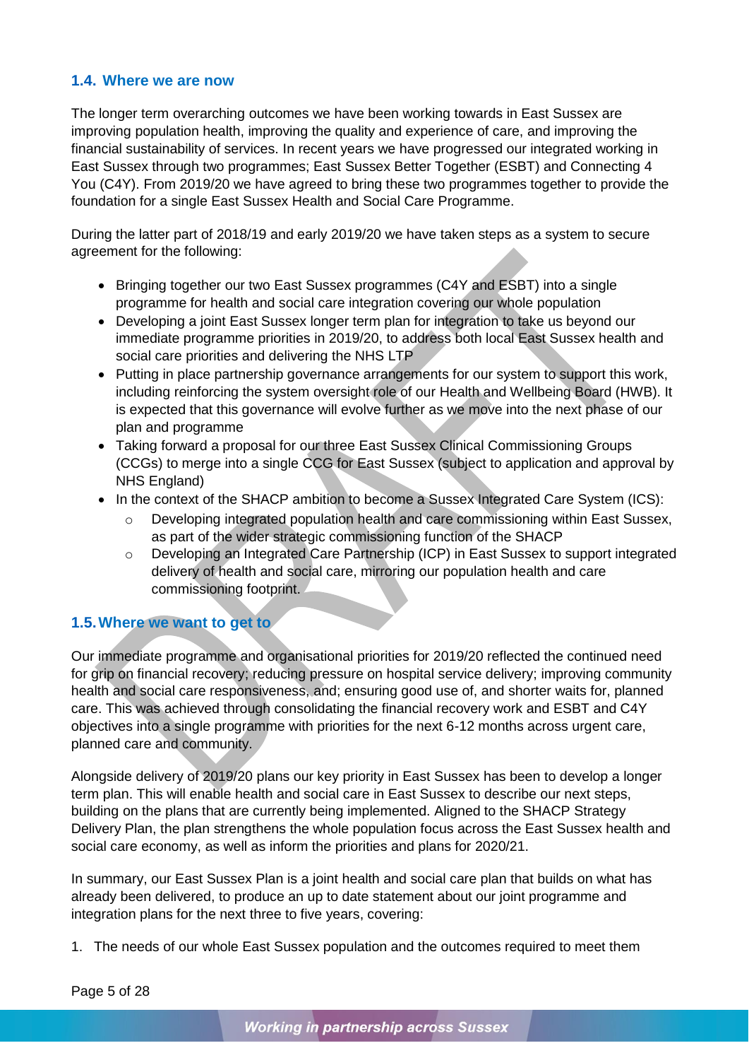## 1.4. Where we are now

The longer term overarching outcomes we have been working towards in East Sussex are improving population health, improving the quality and experience of care, and improving the financial sustainability of services. In recent years we have progressed our integrated working in East Sussex through two programmes; East Sussex Better Together (ESBT) and Connecting 4 You (C4Y). From 2019/20 we have agreed to bring these two programmes together to provide the foundation for a single East Sussex Health and Social Care Programme.

During the latter part of 2018/19 and early 2019/20 we have taken steps as a system to secure agreement for the following:

- Bringing together our two East Sussex programmes (C4Y and ESBT) into a single programme for health and social care integration covering our whole population
- Developing a joint East Sussex longer term plan for integration to take us beyond our immediate programme priorities in 2019/20, to address both local East Sussex health and social care priorities and delivering the NHS LTP
- Putting in place partnership governance arrangements for our system to support this work, including reinforcing the system oversight role of our Health and Wellbeing Board (HWB). It is expected that this governance will evolve further as we move into the next phase of our plan and programme
- Taking forward a proposal for our three East Sussex Clinical Commissioning Groups (CCGs) to merge into a single CCG for East Sussex (subject to application and approval by NHS England)
- In the context of the SHACP ambition to become a Sussex Integrated Care System (ICS):
  - Developing integrated population health and care commissioning within East Sussex, as part of the wider strategic commissioning function of the SHACP
  - Developing an Integrated Care Partnership (ICP) in East Sussex to support integrated delivery of health and social care, mirroring our population health and care commissioning footprint.

## 1.5. Where we want to get to

Our immediate programme and organisational priorities for 2019/20 reflected the continued need for grip on financial recovery; reducing pressure on hospital service delivery; improving community health and social care responsiveness, and; ensuring good use of, and shorter waits for, planned care. This was achieved through consolidating the financial recovery work and ESBT and C4Y objectives into a single programme with priorities for the next 6-12 months across urgent care, planned care and community.

Alongside delivery of 2019/20 plans our key priority in East Sussex has been to develop a longer term plan. This will enable health and social care in East Sussex to describe our next steps, building on the plans that are currently being implemented. Aligned to the SHACP Strategy Delivery Plan, the plan strengthens the whole population focus across the East Sussex health and social care economy, as well as inform the priorities and plans for 2020/21.

In summary, our East Sussex Plan is a joint health and social care plan that builds on what has already been delivered, to produce an up to date statement about our joint programme and integration plans for the next three to five years, covering:

1. The needs of our whole East Sussex population and the outcomes required to meet them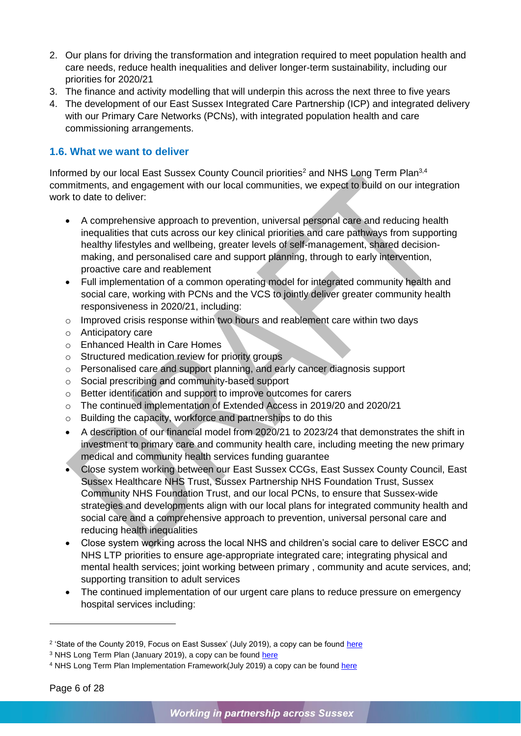2. Our plans for driving the transformation and integration required to meet population health and care needs, reduce health inequalities and deliver longer-term sustainability, including our priorities for 2020/21
3. The finance and activity modelling that will underpin this across the next three to five years
4. The development of our East Sussex Integrated Care Partnership (ICP) and integrated delivery with our Primary Care Networks (PCNs), with integrated population health and care commissioning arrangements.

### 1.6. What we want to deliver

Informed by our local East Sussex County Council priorities[2] and NHS Long Term Plan[3,4] commitments, and engagement with our local communities, we expect to build on our integration work to date to deliver:

- A comprehensive approach to prevention, universal personal care and reducing health inequalities that cuts across our key clinical priorities and care pathways from supporting healthy lifestyles and wellbeing, greater levels of self-management, shared decision-making, and personalised care and support planning, through to early intervention, proactive care and reablement
- Full implementation of a common operating model for integrated community health and social care, working with PCNs and the VCS to jointly deliver greater community health responsiveness in 2020/21, including:
  - Improved crisis response within two hours and reablement care within two days
  - Anticipatory care
  - Enhanced Health in Care Homes
  - Structured medication review for priority groups
  - Personalised care and support planning, and early cancer diagnosis support
  - Social prescribing and community-based support
  - Better identification and support to improve outcomes for carers
  - The continued implementation of Extended Access in 2019/20 and 2020/21
  - Building the capacity, workforce and partnerships to do this
- A description of our financial model from 2020/21 to 2023/24 that demonstrates the shift in investment to primary care and community health care, including meeting the new primary medical and community health services funding guarantee
- Close system working between our East Sussex CCGs, East Sussex County Council, East Sussex Healthcare NHS Trust, Sussex Partnership NHS Foundation Trust, Sussex Community NHS Foundation Trust, and our local PCNs, to ensure that Sussex-wide strategies and developments align with our local plans for integrated community health and social care and a comprehensive approach to prevention, universal personal care and reducing health inequalities
- Close system working across the local NHS and children's social care to deliver ESCC and NHS LTP priorities to ensure age-appropriate integrated care; integrating physical and mental health services; joint working between primary , community and acute services, and; supporting transition to adult services
- The continued implementation of our urgent care plans to reduce pressure on emergency hospital services including:

---

[2] 'State of the County 2019, Focus on East Sussex' (July 2019), a copy can be found here

[3] NHS Long Term Plan (January 2019), a copy can be found here

[4] NHS Long Term Plan Implementation Framework(July 2019) a copy can be found here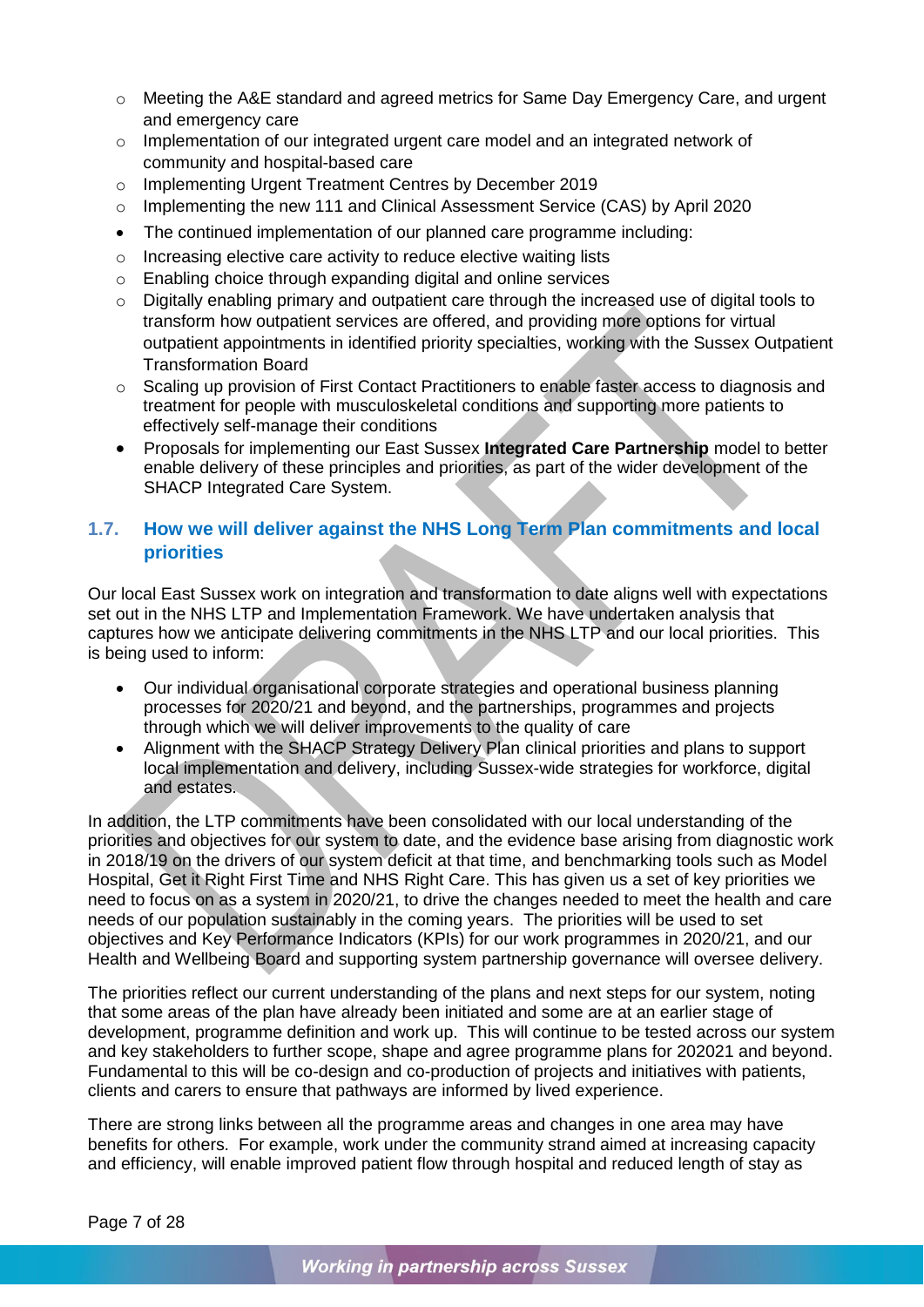- Meeting the A&E standard and agreed metrics for Same Day Emergency Care, and urgent and emergency care
  - Implementation of our integrated urgent care model and an integrated network of community and hospital-based care
  - Implementing Urgent Treatment Centres by December 2019
  - Implementing the new 111 and Clinical Assessment Service (CAS) by April 2020
- The continued implementation of our planned care programme including:
  - Increasing elective care activity to reduce elective waiting lists
  - Enabling choice through expanding digital and online services
  - Digitally enabling primary and outpatient care through the increased use of digital tools to transform how outpatient services are offered, and providing more options for virtual outpatient appointments in identified priority specialties, working with the Sussex Outpatient Transformation Board
  - Scaling up provision of First Contact Practitioners to enable faster access to diagnosis and treatment for people with musculoskeletal conditions and supporting more patients to effectively self-manage their conditions
- Proposals for implementing our East Sussex **Integrated Care Partnership** model to better enable delivery of these principles and priorities, as part of the wider development of the SHACP Integrated Care System.

## 1.7. How we will deliver against the NHS Long Term Plan commitments and local priorities

Our local East Sussex work on integration and transformation to date aligns well with expectations set out in the NHS LTP and Implementation Framework. We have undertaken analysis that captures how we anticipate delivering commitments in the NHS LTP and our local priorities. This is being used to inform:

- Our individual organisational corporate strategies and operational business planning processes for 2020/21 and beyond, and the partnerships, programmes and projects through which we will deliver improvements to the quality of care
- Alignment with the SHACP Strategy Delivery Plan clinical priorities and plans to support local implementation and delivery, including Sussex-wide strategies for workforce, digital and estates.

In addition, the LTP commitments have been consolidated with our local understanding of the priorities and objectives for our system to date, and the evidence base arising from diagnostic work in 2018/19 on the drivers of our system deficit at that time, and benchmarking tools such as Model Hospital, Get it Right First Time and NHS Right Care. This has given us a set of key priorities we need to focus on as a system in 2020/21, to drive the changes needed to meet the health and care needs of our population sustainably in the coming years. The priorities will be used to set objectives and Key Performance Indicators (KPIs) for our work programmes in 2020/21, and our Health and Wellbeing Board and supporting system partnership governance will oversee delivery.

The priorities reflect our current understanding of the plans and next steps for our system, noting that some areas of the plan have already been initiated and some are at an earlier stage of development, programme definition and work up. This will continue to be tested across our system and key stakeholders to further scope, shape and agree programme plans for 202021 and beyond. Fundamental to this will be co-design and co-production of projects and initiatives with patients, clients and carers to ensure that pathways are informed by lived experience.

There are strong links between all the programme areas and changes in one area may have benefits for others. For example, work under the community strand aimed at increasing capacity and efficiency, will enable improved patient flow through hospital and reduced length of stay as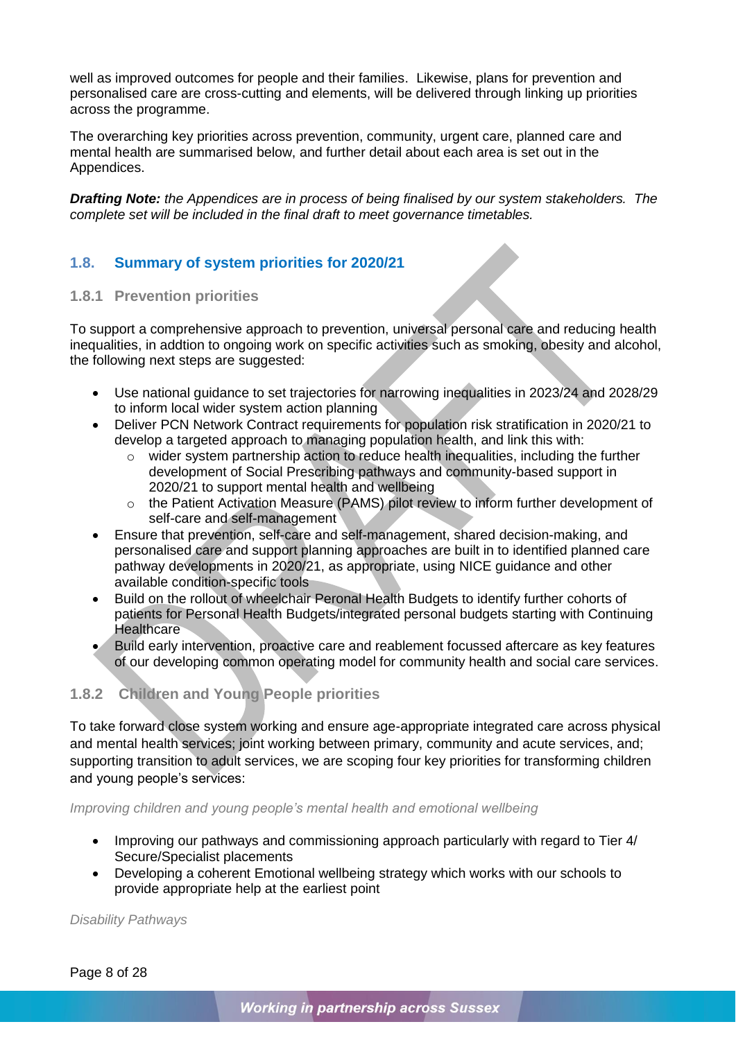well as improved outcomes for people and their families. Likewise, plans for prevention and personalised care are cross-cutting and elements, will be delivered through linking up priorities across the programme.

The overarching key priorities across prevention, community, urgent care, planned care and mental health are summarised below, and further detail about each area is set out in the Appendices.

***Drafting Note:*** *the Appendices are in process of being finalised by our system stakeholders. The complete set will be included in the final draft to meet governance timetables.*

## 1.8. Summary of system priorities for 2020/21

### 1.8.1 Prevention priorities

To support a comprehensive approach to prevention, universal personal care and reducing health inequalities, in addtion to ongoing work on specific activities such as smoking, obesity and alcohol, the following next steps are suggested:

- Use national guidance to set trajectories for narrowing inequalities in 2023/24 and 2028/29 to inform local wider system action planning
- Deliver PCN Network Contract requirements for population risk stratification in 2020/21 to develop a targeted approach to managing population health, and link this with:
  - wider system partnership action to reduce health inequalities, including the further development of Social Prescribing pathways and community-based support in 2020/21 to support mental health and wellbeing
  - the Patient Activation Measure (PAMS) pilot review to inform further development of self-care and self-management
- Ensure that prevention, self-care and self-management, shared decision-making, and personalised care and support planning approaches are built in to identified planned care pathway developments in 2020/21, as appropriate, using NICE guidance and other available condition-specific tools
- Build on the rollout of wheelchair Peronal Health Budgets to identify further cohorts of patients for Personal Health Budgets/integrated personal budgets starting with Continuing Healthcare
- Build early intervention, proactive care and reablement focussed aftercare as key features of our developing common operating model for community health and social care services.

### 1.8.2 Children and Young People priorities

To take forward close system working and ensure age-appropriate integrated care across physical and mental health services; joint working between primary, community and acute services, and; supporting transition to adult services, we are scoping four key priorities for transforming children and young people's services:

*Improving children and young people's mental health and emotional wellbeing*

- Improving our pathways and commissioning approach particularly with regard to Tier 4/ Secure/Specialist placements
- Developing a coherent Emotional wellbeing strategy which works with our schools to provide appropriate help at the earliest point

*Disability Pathways*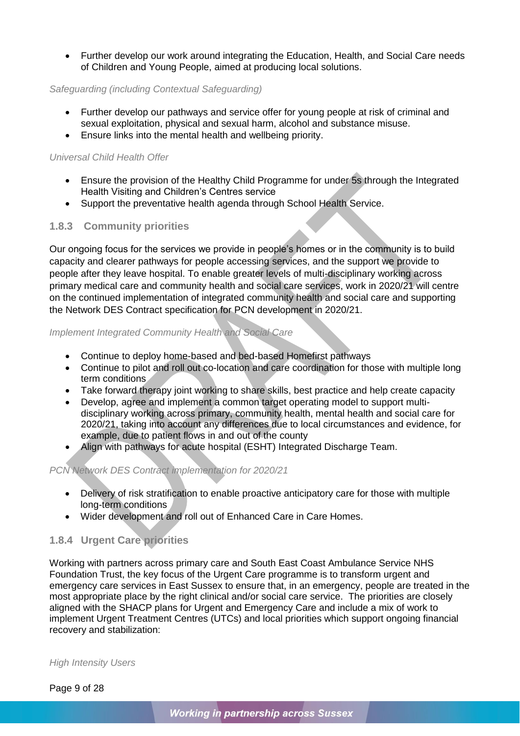- Further develop our work around integrating the Education, Health, and Social Care needs of Children and Young People, aimed at producing local solutions.

*Safeguarding (including Contextual Safeguarding)*

- Further develop our pathways and service offer for young people at risk of criminal and sexual exploitation, physical and sexual harm, alcohol and substance misuse.
- Ensure links into the mental health and wellbeing priority.

*Universal Child Health Offer*

- Ensure the provision of the Healthy Child Programme for under 5s through the Integrated Health Visiting and Children's Centres service
- Support the preventative health agenda through School Health Service.

### 1.8.3 Community priorities

Our ongoing focus for the services we provide in people's homes or in the community is to build capacity and clearer pathways for people accessing services, and the support we provide to people after they leave hospital. To enable greater levels of multi-disciplinary working across primary medical care and community health and social care services, work in 2020/21 will centre on the continued implementation of integrated community health and social care and supporting the Network DES Contract specification for PCN development in 2020/21.

*Implement Integrated Community Health and Social Care*

- Continue to deploy home-based and bed-based Homefirst pathways
- Continue to pilot and roll out co-location and care coordination for those with multiple long term conditions
- Take forward therapy joint working to share skills, best practice and help create capacity
- Develop, agree and implement a common target operating model to support multi-disciplinary working across primary, community health, mental health and social care for 2020/21, taking into account any differences due to local circumstances and evidence, for example, due to patient flows in and out of the county
- Align with pathways for acute hospital (ESHT) Integrated Discharge Team.

*PCN Network DES Contract implementation for 2020/21*

- Delivery of risk stratification to enable proactive anticipatory care for those with multiple long-term conditions
- Wider development and roll out of Enhanced Care in Care Homes.

### 1.8.4 Urgent Care priorities

Working with partners across primary care and South East Coast Ambulance Service NHS Foundation Trust, the key focus of the Urgent Care programme is to transform urgent and emergency care services in East Sussex to ensure that, in an emergency, people are treated in the most appropriate place by the right clinical and/or social care service. The priorities are closely aligned with the SHACP plans for Urgent and Emergency Care and include a mix of work to implement Urgent Treatment Centres (UTCs) and local priorities which support ongoing financial recovery and stabilization:

*High Intensity Users*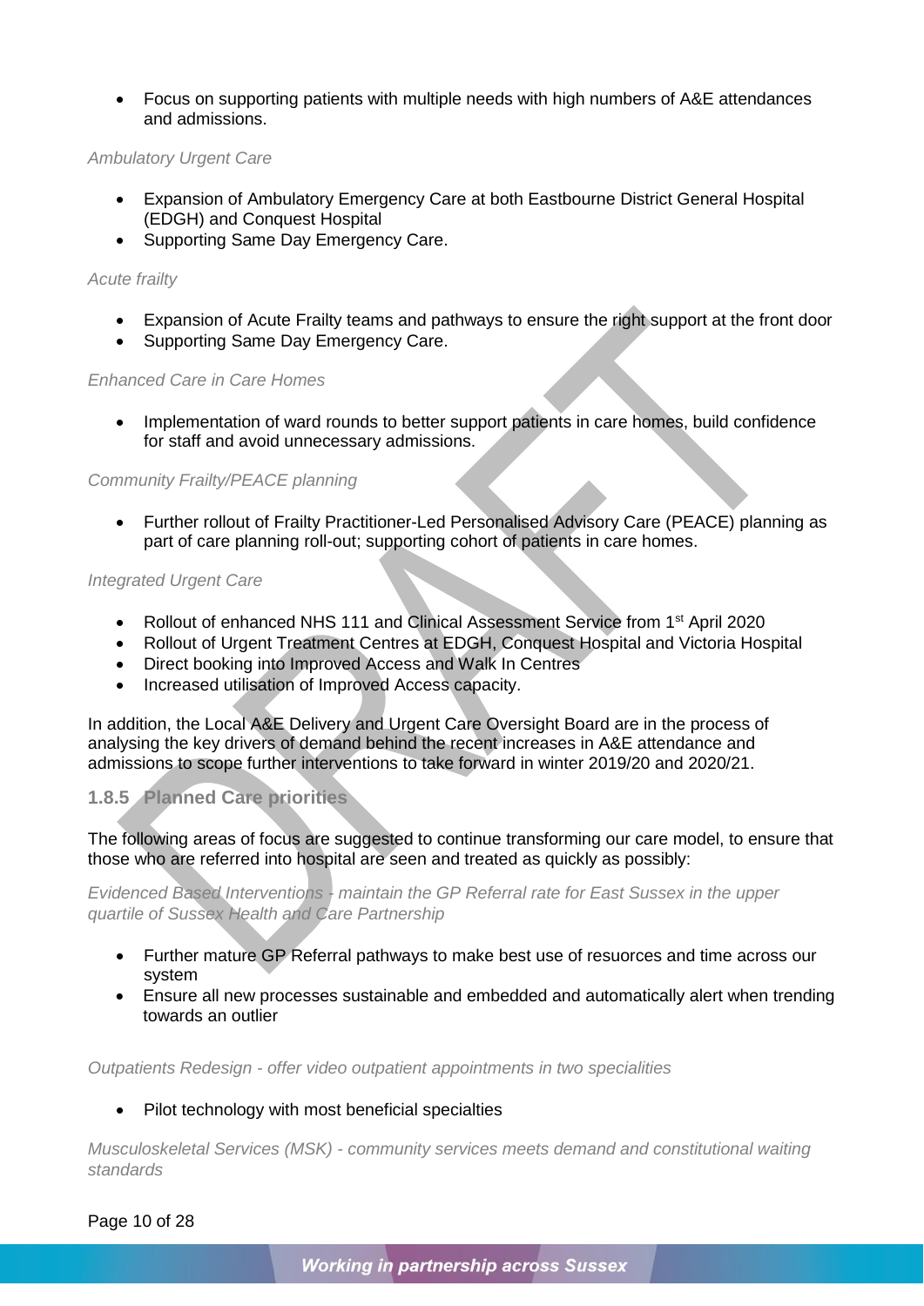- Focus on supporting patients with multiple needs with high numbers of A&E attendances and admissions.

*Ambulatory Urgent Care*

- Expansion of Ambulatory Emergency Care at both Eastbourne District General Hospital (EDGH) and Conquest Hospital
- Supporting Same Day Emergency Care.

*Acute frailty*

- Expansion of Acute Frailty teams and pathways to ensure the right support at the front door
- Supporting Same Day Emergency Care.

*Enhanced Care in Care Homes*

- Implementation of ward rounds to better support patients in care homes, build confidence for staff and avoid unnecessary admissions.

*Community Frailty/PEACE planning*

- Further rollout of Frailty Practitioner-Led Personalised Advisory Care (PEACE) planning as part of care planning roll-out; supporting cohort of patients in care homes.

*Integrated Urgent Care*

- Rollout of enhanced NHS 111 and Clinical Assessment Service from 1st April 2020
- Rollout of Urgent Treatment Centres at EDGH, Conquest Hospital and Victoria Hospital
- Direct booking into Improved Access and Walk In Centres
- Increased utilisation of Improved Access capacity.

In addition, the Local A&E Delivery and Urgent Care Oversight Board are in the process of analysing the key drivers of demand behind the recent increases in A&E attendance and admissions to scope further interventions to take forward in winter 2019/20 and 2020/21.

### 1.8.5 Planned Care priorities

The following areas of focus are suggested to continue transforming our care model, to ensure that those who are referred into hospital are seen and treated as quickly as possibly:

*Evidenced Based Interventions - maintain the GP Referral rate for East Sussex in the upper quartile of Sussex Health and Care Partnership*

- Further mature GP Referral pathways to make best use of resuorces and time across our system
- Ensure all new processes sustainable and embedded and automatically alert when trending towards an outlier

*Outpatients Redesign - offer video outpatient appointments in two specialities*

- Pilot technology with most beneficial specialties

*Musculoskeletal Services (MSK) - community services meets demand and constitutional waiting standards*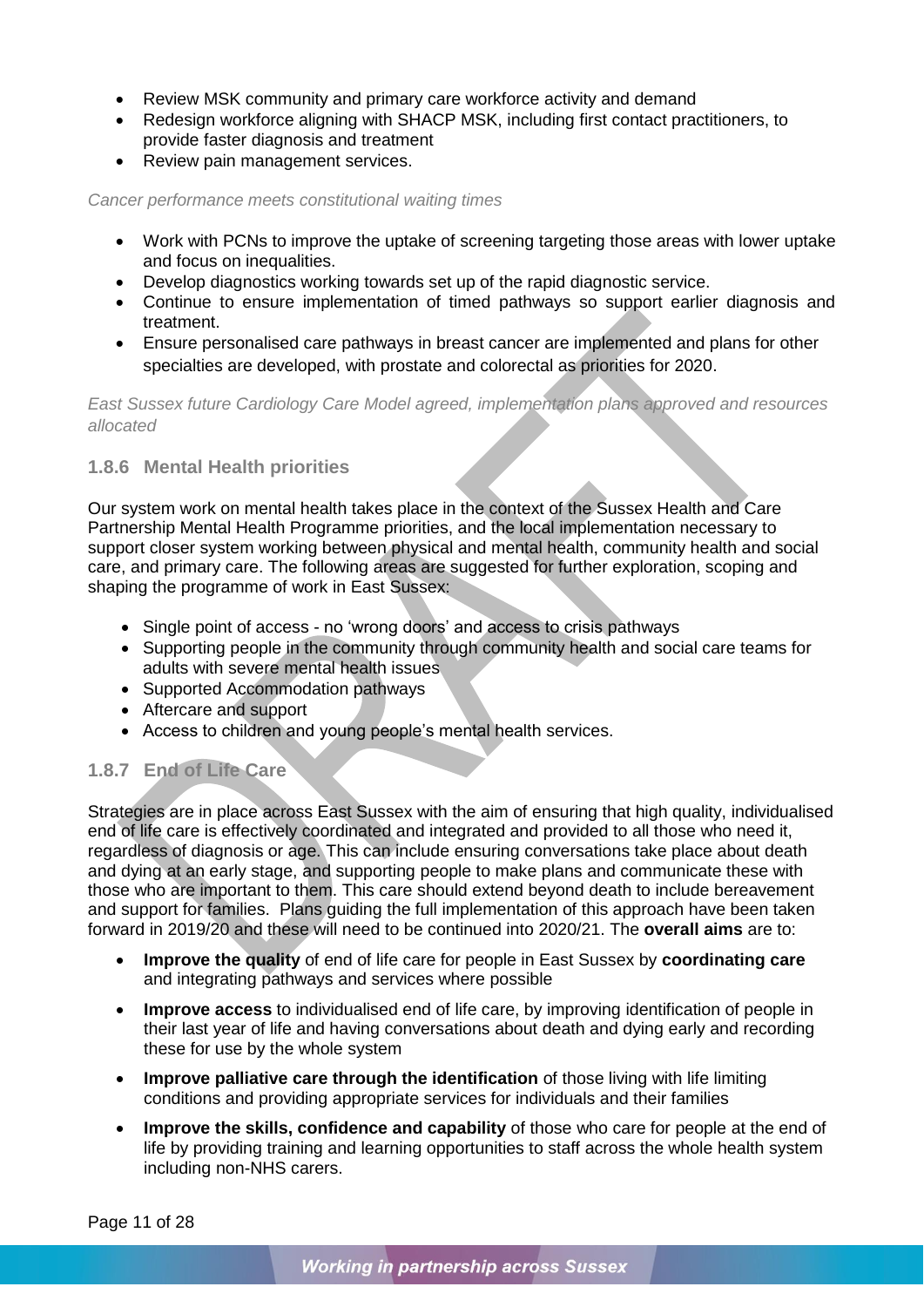- Review MSK community and primary care workforce activity and demand
- Redesign workforce aligning with SHACP MSK, including first contact practitioners, to provide faster diagnosis and treatment
- Review pain management services.

*Cancer performance meets constitutional waiting times*

- Work with PCNs to improve the uptake of screening targeting those areas with lower uptake and focus on inequalities.
- Develop diagnostics working towards set up of the rapid diagnostic service.
- Continue to ensure implementation of timed pathways so support earlier diagnosis and treatment.
- Ensure personalised care pathways in breast cancer are implemented and plans for other specialties are developed, with prostate and colorectal as priorities for 2020.

*East Sussex future Cardiology Care Model agreed, implementation plans approved and resources allocated*

### 1.8.6 Mental Health priorities

Our system work on mental health takes place in the context of the Sussex Health and Care Partnership Mental Health Programme priorities, and the local implementation necessary to support closer system working between physical and mental health, community health and social care, and primary care. The following areas are suggested for further exploration, scoping and shaping the programme of work in East Sussex:

- Single point of access - no 'wrong doors' and access to crisis pathways
- Supporting people in the community through community health and social care teams for adults with severe mental health issues
- Supported Accommodation pathways
- Aftercare and support
- Access to children and young people's mental health services.

### 1.8.7 End of Life Care

Strategies are in place across East Sussex with the aim of ensuring that high quality, individualised end of life care is effectively coordinated and integrated and provided to all those who need it, regardless of diagnosis or age. This can include ensuring conversations take place about death and dying at an early stage, and supporting people to make plans and communicate these with those who are important to them. This care should extend beyond death to include bereavement and support for families. Plans guiding the full implementation of this approach have been taken forward in 2019/20 and these will need to be continued into 2020/21. The **overall aims** are to:

- **Improve the quality** of end of life care for people in East Sussex by **coordinating care** and integrating pathways and services where possible
- **Improve access** to individualised end of life care, by improving identification of people in their last year of life and having conversations about death and dying early and recording these for use by the whole system
- **Improve palliative care through the identification** of those living with life limiting conditions and providing appropriate services for individuals and their families
- **Improve the skills, confidence and capability** of those who care for people at the end of life by providing training and learning opportunities to staff across the whole health system including non-NHS carers.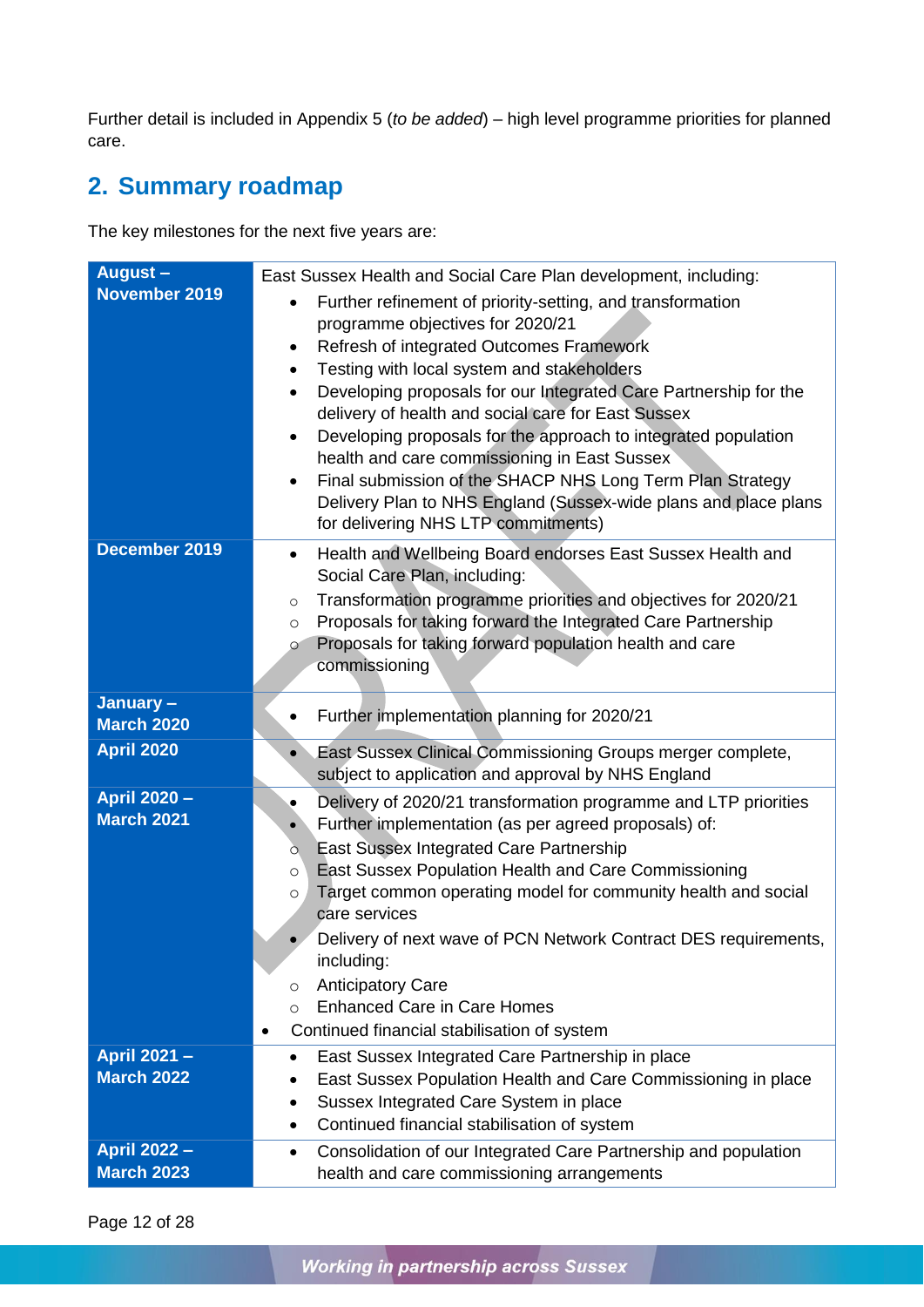Further detail is included in Appendix 5 (*to be added*) – high level programme priorities for planned care.

## 2. Summary roadmap

The key milestones for the next five years are:

| | |
|---|---|
| **August – November 2019** | East Sussex Health and Social Care Plan development, including:<br>• Further refinement of priority-setting, and transformation programme objectives for 2020/21<br>• Refresh of integrated Outcomes Framework<br>• Testing with local system and stakeholders<br>• Developing proposals for our Integrated Care Partnership for the delivery of health and social care for East Sussex<br>• Developing proposals for the approach to integrated population health and care commissioning in East Sussex<br>• Final submission of the SHACP NHS Long Term Plan Strategy Delivery Plan to NHS England (Sussex-wide plans and place plans for delivering NHS LTP commitments) |
| **December 2019** | • Health and Wellbeing Board endorses East Sussex Health and Social Care Plan, including:<br>○ Transformation programme priorities and objectives for 2020/21<br>○ Proposals for taking forward the Integrated Care Partnership<br>○ Proposals for taking forward population health and care commissioning |
| **January – March 2020** | • Further implementation planning for 2020/21 |
| **April 2020** | • East Sussex Clinical Commissioning Groups merger complete, subject to application and approval by NHS England |
| **April 2020 – March 2021** | • Delivery of 2020/21 transformation programme and LTP priorities<br>• Further implementation (as per agreed proposals) of:<br>○ East Sussex Integrated Care Partnership<br>○ East Sussex Population Health and Care Commissioning<br>○ Target common operating model for community health and social care services<br>• Delivery of next wave of PCN Network Contract DES requirements, including:<br>○ Anticipatory Care<br>○ Enhanced Care in Care Homes<br>• Continued financial stabilisation of system |
| **April 2021 – March 2022** | • East Sussex Integrated Care Partnership in place<br>• East Sussex Population Health and Care Commissioning in place<br>• Sussex Integrated Care System in place<br>• Continued financial stabilisation of system |
| **April 2022 – March 2023** | • Consolidation of our Integrated Care Partnership and population health and care commissioning arrangements |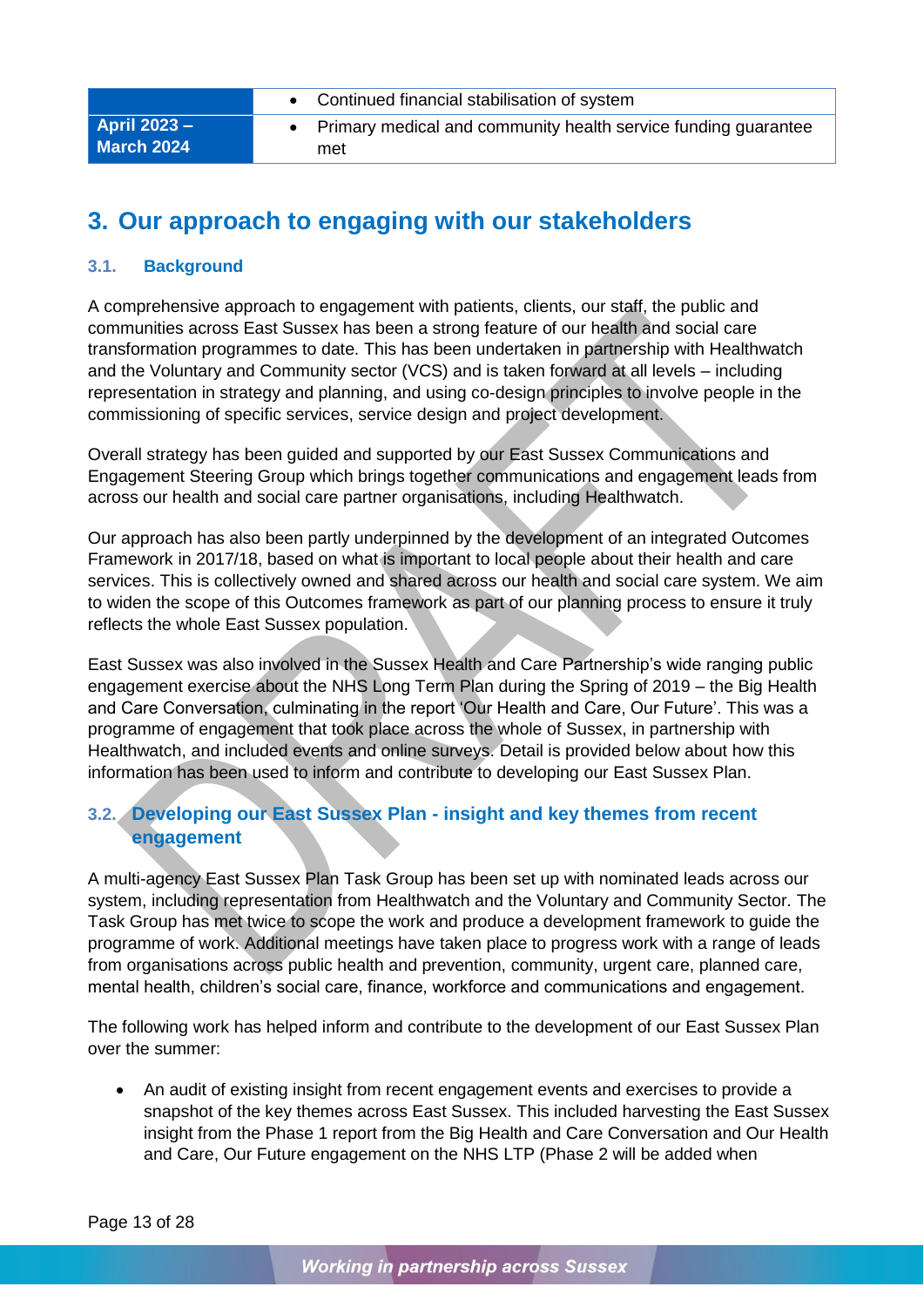| | • Continued financial stabilisation of system |
| --- | --- |
| **April 2023 – March 2024** | • Primary medical and community health service funding guarantee met |

# 3. Our approach to engaging with our stakeholders

## 3.1. Background

A comprehensive approach to engagement with patients, clients, our staff, the public and communities across East Sussex has been a strong feature of our health and social care transformation programmes to date. This has been undertaken in partnership with Healthwatch and the Voluntary and Community sector (VCS) and is taken forward at all levels – including representation in strategy and planning, and using co-design principles to involve people in the commissioning of specific services, service design and project development.

Overall strategy has been guided and supported by our East Sussex Communications and Engagement Steering Group which brings together communications and engagement leads from across our health and social care partner organisations, including Healthwatch.

Our approach has also been partly underpinned by the development of an integrated Outcomes Framework in 2017/18, based on what is important to local people about their health and care services. This is collectively owned and shared across our health and social care system. We aim to widen the scope of this Outcomes framework as part of our planning process to ensure it truly reflects the whole East Sussex population.

East Sussex was also involved in the Sussex Health and Care Partnership's wide ranging public engagement exercise about the NHS Long Term Plan during the Spring of 2019 – the Big Health and Care Conversation, culminating in the report 'Our Health and Care, Our Future'. This was a programme of engagement that took place across the whole of Sussex, in partnership with Healthwatch, and included events and online surveys. Detail is provided below about how this information has been used to inform and contribute to developing our East Sussex Plan.

## 3.2. Developing our East Sussex Plan - insight and key themes from recent engagement

A multi-agency East Sussex Plan Task Group has been set up with nominated leads across our system, including representation from Healthwatch and the Voluntary and Community Sector. The Task Group has met twice to scope the work and produce a development framework to guide the programme of work. Additional meetings have taken place to progress work with a range of leads from organisations across public health and prevention, community, urgent care, planned care, mental health, children's social care, finance, workforce and communications and engagement.

The following work has helped inform and contribute to the development of our East Sussex Plan over the summer:

- An audit of existing insight from recent engagement events and exercises to provide a snapshot of the key themes across East Sussex. This included harvesting the East Sussex insight from the Phase 1 report from the Big Health and Care Conversation and Our Health and Care, Our Future engagement on the NHS LTP (Phase 2 will be added when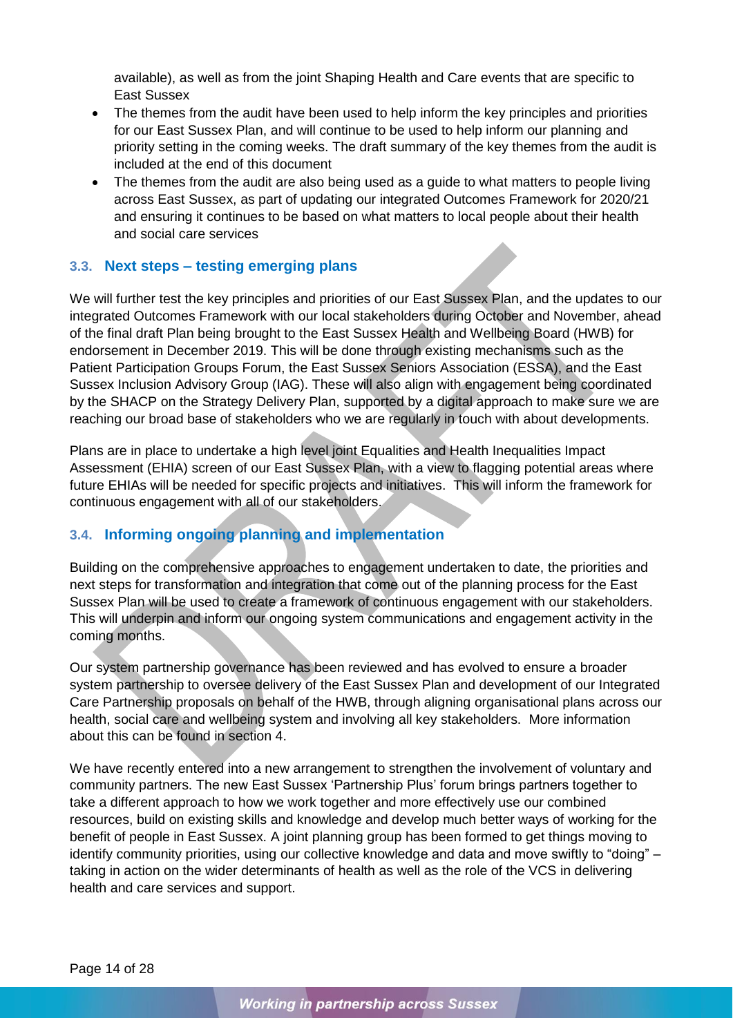available), as well as from the joint Shaping Health and Care events that are specific to East Sussex

- The themes from the audit have been used to help inform the key principles and priorities for our East Sussex Plan, and will continue to be used to help inform our planning and priority setting in the coming weeks. The draft summary of the key themes from the audit is included at the end of this document
- The themes from the audit are also being used as a guide to what matters to people living across East Sussex, as part of updating our integrated Outcomes Framework for 2020/21 and ensuring it continues to be based on what matters to local people about their health and social care services

### 3.3. Next steps – testing emerging plans

We will further test the key principles and priorities of our East Sussex Plan, and the updates to our integrated Outcomes Framework with our local stakeholders during October and November, ahead of the final draft Plan being brought to the East Sussex Health and Wellbeing Board (HWB) for endorsement in December 2019. This will be done through existing mechanisms such as the Patient Participation Groups Forum, the East Sussex Seniors Association (ESSA), and the East Sussex Inclusion Advisory Group (IAG). These will also align with engagement being coordinated by the SHACP on the Strategy Delivery Plan, supported by a digital approach to make sure we are reaching our broad base of stakeholders who we are regularly in touch with about developments.

Plans are in place to undertake a high level joint Equalities and Health Inequalities Impact Assessment (EHIA) screen of our East Sussex Plan, with a view to flagging potential areas where future EHIAs will be needed for specific projects and initiatives. This will inform the framework for continuous engagement with all of our stakeholders.

### 3.4. Informing ongoing planning and implementation

Building on the comprehensive approaches to engagement undertaken to date, the priorities and next steps for transformation and integration that come out of the planning process for the East Sussex Plan will be used to create a framework of continuous engagement with our stakeholders. This will underpin and inform our ongoing system communications and engagement activity in the coming months.

Our system partnership governance has been reviewed and has evolved to ensure a broader system partnership to oversee delivery of the East Sussex Plan and development of our Integrated Care Partnership proposals on behalf of the HWB, through aligning organisational plans across our health, social care and wellbeing system and involving all key stakeholders. More information about this can be found in section 4.

We have recently entered into a new arrangement to strengthen the involvement of voluntary and community partners. The new East Sussex 'Partnership Plus' forum brings partners together to take a different approach to how we work together and more effectively use our combined resources, build on existing skills and knowledge and develop much better ways of working for the benefit of people in East Sussex. A joint planning group has been formed to get things moving to identify community priorities, using our collective knowledge and data and move swiftly to "doing" – taking in action on the wider determinants of health as well as the role of the VCS in delivering health and care services and support.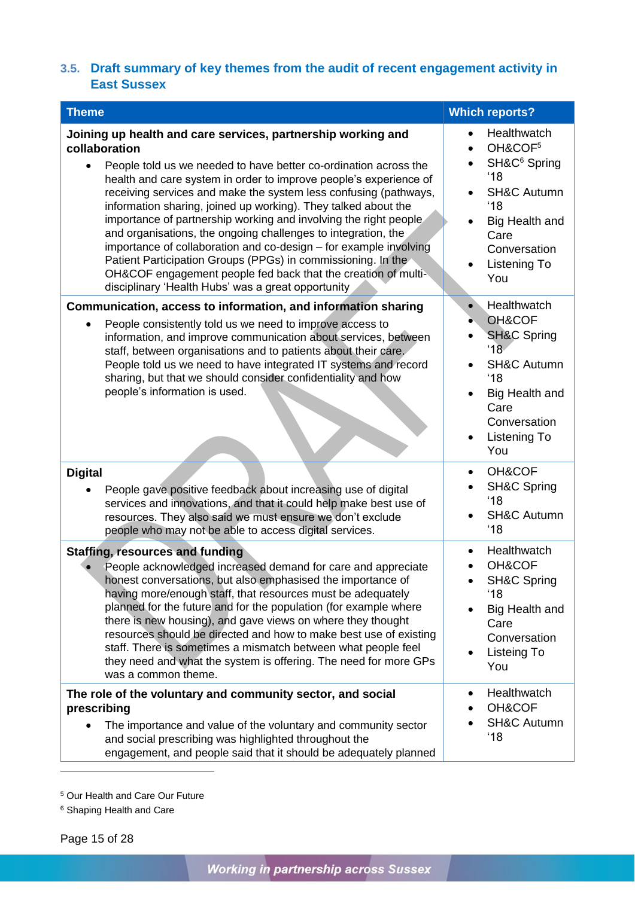### 3.5. Draft summary of key themes from the audit of recent engagement activity in East Sussex

| Theme | Which reports? |
|---|---|
| **Joining up health and care services, partnership working and collaboration**<br>• People told us we needed to have better co-ordination across the health and care system in order to improve people's experience of receiving services and make the system less confusing (pathways, information sharing, joined up working). They talked about the importance of partnership working and involving the right people and organisations, the ongoing challenges to integration, the importance of collaboration and co-design – for example involving Patient Participation Groups (PPGs) in commissioning. In the OH&COF engagement people fed back that the creation of multi-disciplinary 'Health Hubs' was a great opportunity | • Healthwatch<br>• OH&COF[5]<br>• SH&C[6] Spring '18<br>• SH&C Autumn '18<br>• Big Health and Care Conversation<br>• Listening To You |
| **Communication, access to information, and information sharing**<br>• People consistently told us we need to improve access to information, and improve communication about services, between staff, between organisations and to patients about their care. People told us we need to have integrated IT systems and record sharing, but that we should consider confidentiality and how people's information is used. | • Healthwatch<br>• OH&COF<br>• SH&C Spring '18<br>• SH&C Autumn '18<br>• Big Health and Care Conversation<br>• Listening To You |
| **Digital**<br>• People gave positive feedback about increasing use of digital services and innovations, and that it could help make best use of resources. They also said we must ensure we don't exclude people who may not be able to access digital services. | • OH&COF<br>• SH&C Spring '18<br>• SH&C Autumn '18 |
| **Staffing, resources and funding**<br>• People acknowledged increased demand for care and appreciate honest conversations, but also emphasised the importance of having more/enough staff, that resources must be adequately planned for the future and for the population (for example where there is new housing), and gave views on where they thought resources should be directed and how to make best use of existing staff. There is sometimes a mismatch between what people feel they need and what the system is offering. The need for more GPs was a common theme. | • Healthwatch<br>• OH&COF<br>• SH&C Spring '18<br>• Big Health and Care Conversation<br>• Listeing To You |
| **The role of the voluntary and community sector, and social prescribing**<br>• The importance and value of the voluntary and community sector and social prescribing was highlighted throughout the engagement, and people said that it should be adequately planned | • Healthwatch<br>• OH&COF<br>• SH&C Autumn '18 |

[5] Our Health and Care Our Future

[6] Shaping Health and Care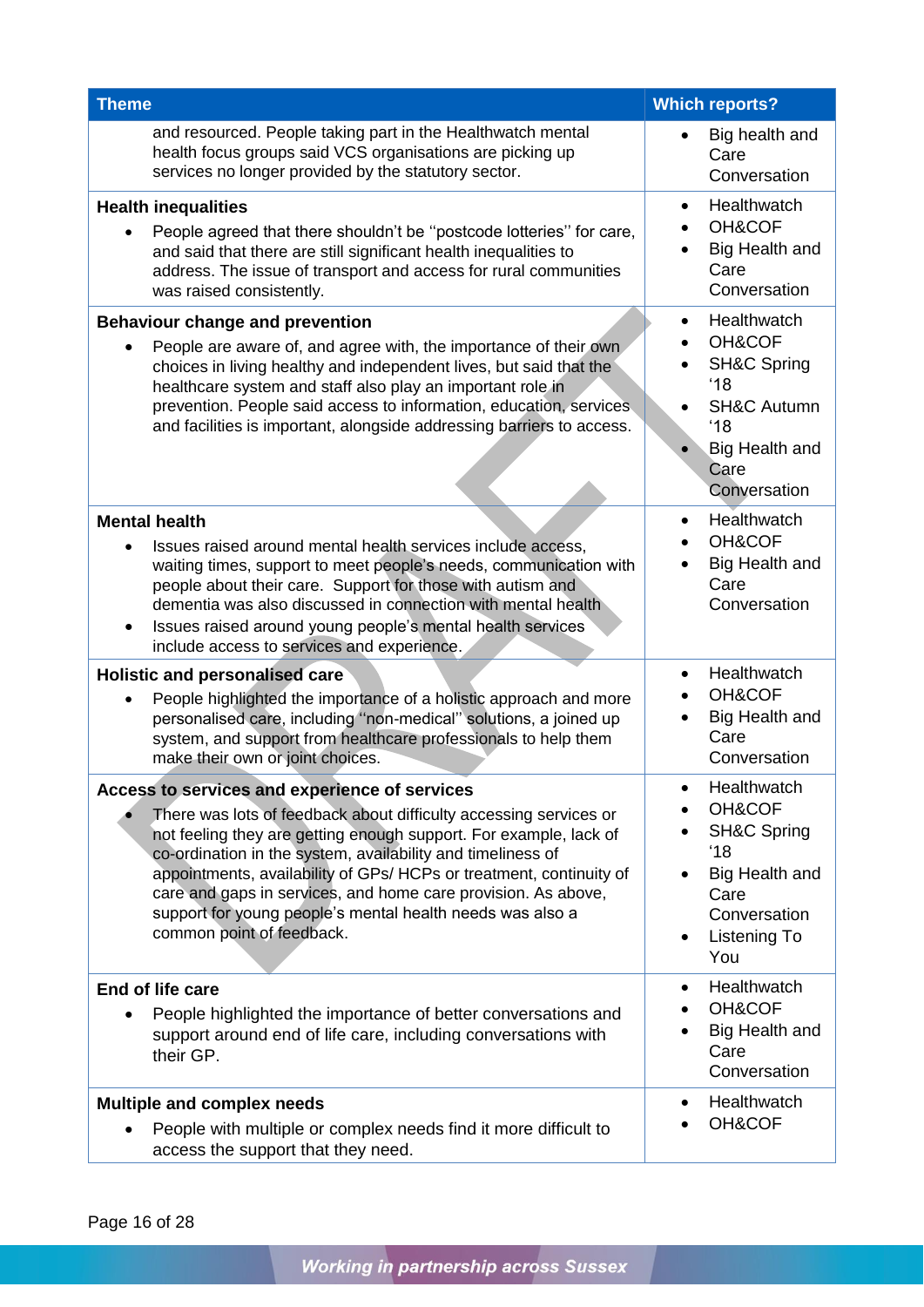| Theme | Which reports? |
| --- | --- |
| and resourced. People taking part in the Healthwatch mental health focus groups said VCS organisations are picking up services no longer provided by the statutory sector. | • Big health and Care Conversation |
| **Health inequalities**<br>• People agreed that there shouldn't be "postcode lotteries" for care, and said that there are still significant health inequalities to address. The issue of transport and access for rural communities was raised consistently. | • Healthwatch<br>• OH&COF<br>• Big Health and Care Conversation |
| **Behaviour change and prevention**<br>• People are aware of, and agree with, the importance of their own choices in living healthy and independent lives, but said that the healthcare system and staff also play an important role in prevention. People said access to information, education, services and facilities is important, alongside addressing barriers to access. | • Healthwatch<br>• OH&COF<br>• SH&C Spring '18<br>• SH&C Autumn '18<br>• Big Health and Care Conversation |
| **Mental health**<br>• Issues raised around mental health services include access, waiting times, support to meet people's needs, communication with people about their care. Support for those with autism and dementia was also discussed in connection with mental health<br>• Issues raised around young people's mental health services include access to services and experience. | • Healthwatch<br>• OH&COF<br>• Big Health and Care Conversation |
| **Holistic and personalised care**<br>• People highlighted the importance of a holistic approach and more personalised care, including "non-medical" solutions, a joined up system, and support from healthcare professionals to help them make their own or joint choices. | • Healthwatch<br>• OH&COF<br>• Big Health and Care Conversation |
| **Access to services and experience of services**<br>• There was lots of feedback about difficulty accessing services or not feeling they are getting enough support. For example, lack of co-ordination in the system, availability and timeliness of appointments, availability of GPs/ HCPs or treatment, continuity of care and gaps in services, and home care provision. As above, support for young people's mental health needs was also a common point of feedback. | • Healthwatch<br>• OH&COF<br>• SH&C Spring '18<br>• Big Health and Care Conversation<br>• Listening To You |
| **End of life care**<br>• People highlighted the importance of better conversations and support around end of life care, including conversations with their GP. | • Healthwatch<br>• OH&COF<br>• Big Health and Care Conversation |
| **Multiple and complex needs**<br>• People with multiple or complex needs find it more difficult to access the support that they need. | • Healthwatch<br>• OH&COF |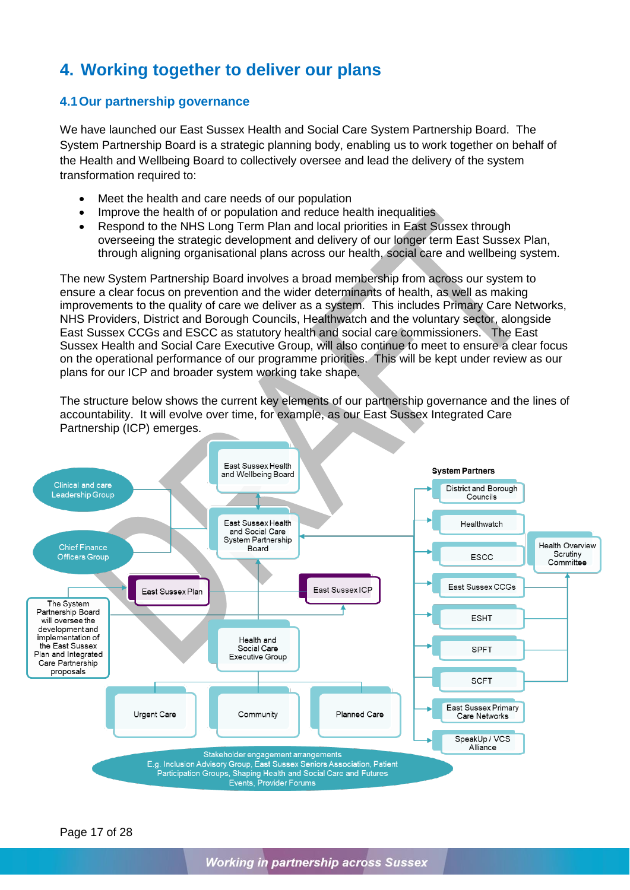# 4. Working together to deliver our plans

## 4.1 Our partnership governance

We have launched our East Sussex Health and Social Care System Partnership Board. The System Partnership Board is a strategic planning body, enabling us to work together on behalf of the Health and Wellbeing Board to collectively oversee and lead the delivery of the system transformation required to:

- Meet the health and care needs of our population
- Improve the health of or population and reduce health inequalities
- Respond to the NHS Long Term Plan and local priorities in East Sussex through overseeing the strategic development and delivery of our longer term East Sussex Plan, through aligning organisational plans across our health, social care and wellbeing system.

The new System Partnership Board involves a broad membership from across our system to ensure a clear focus on prevention and the wider determinants of health, as well as making improvements to the quality of care we deliver as a system. This includes Primary Care Networks, NHS Providers, District and Borough Councils, Healthwatch and the voluntary sector, alongside East Sussex CCGs and ESCC as statutory health and social care commissioners. The East Sussex Health and Social Care Executive Group, will also continue to meet to ensure a clear focus on the operational performance of our programme priorities. This will be kept under review as our plans for our ICP and broader system working take shape.

The structure below shows the current key elements of our partnership governance and the lines of accountability. It will evolve over time, for example, as our East Sussex Integrated Care Partnership (ICP) emerges.

East Sussex Health and Wellbeing Board

East Sussex Health and Social Care System Partnership Board

Clinical and care Leadership Group

Chief Finance Officers Group

East Sussex Plan

East Sussex ICP

The System Partnership Board will oversee the development and implementation of the East Sussex Plan and Integrated Care Partnership proposals

Health and Social Care Executive Group

Urgent Care

Community

Planned Care

**System Partners**

- District and Borough Councils
- Healthwatch
- ESCC
- East Sussex CCGs
- ESHT
- SPFT
- SCFT
- East Sussex Primary Care Networks
- SpeakUp / VCS Alliance

Health Overview Scrutiny Committee

Stakeholder engagement arrangements
E.g. Inclusion Advisory Group, East Sussex Seniors Association, Patient Participation Groups, Shaping Health and Social Care and Futures Events, Provider Forums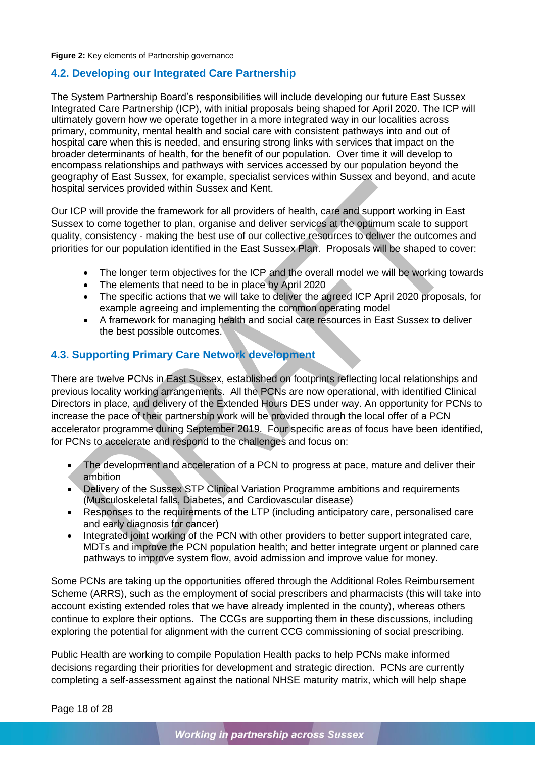**Figure 2:** Key elements of Partnership governance

## 4.2. Developing our Integrated Care Partnership

The System Partnership Board's responsibilities will include developing our future East Sussex Integrated Care Partnership (ICP), with initial proposals being shaped for April 2020. The ICP will ultimately govern how we operate together in a more integrated way in our localities across primary, community, mental health and social care with consistent pathways into and out of hospital care when this is needed, and ensuring strong links with services that impact on the broader determinants of health, for the benefit of our population. Over time it will develop to encompass relationships and pathways with services accessed by our population beyond the geography of East Sussex, for example, specialist services within Sussex and beyond, and acute hospital services provided within Sussex and Kent.

Our ICP will provide the framework for all providers of health, care and support working in East Sussex to come together to plan, organise and deliver services at the optimum scale to support quality, consistency - making the best use of our collective resources to deliver the outcomes and priorities for our population identified in the East Sussex Plan. Proposals will be shaped to cover:

- The longer term objectives for the ICP and the overall model we will be working towards
- The elements that need to be in place by April 2020
- The specific actions that we will take to deliver the agreed ICP April 2020 proposals, for example agreeing and implementing the common operating model
- A framework for managing health and social care resources in East Sussex to deliver the best possible outcomes.

## 4.3. Supporting Primary Care Network development

There are twelve PCNs in East Sussex, established on footprints reflecting local relationships and previous locality working arrangements. All the PCNs are now operational, with identified Clinical Directors in place, and delivery of the Extended Hours DES under way. An opportunity for PCNs to increase the pace of their partnership work will be provided through the local offer of a PCN accelerator programme during September 2019. Four specific areas of focus have been identified, for PCNs to accelerate and respond to the challenges and focus on:

- The development and acceleration of a PCN to progress at pace, mature and deliver their ambition
- Delivery of the Sussex STP Clinical Variation Programme ambitions and requirements (Musculoskeletal falls, Diabetes, and Cardiovascular disease)
- Responses to the requirements of the LTP (including anticipatory care, personalised care and early diagnosis for cancer)
- Integrated joint working of the PCN with other providers to better support integrated care, MDTs and improve the PCN population health; and better integrate urgent or planned care pathways to improve system flow, avoid admission and improve value for money.

Some PCNs are taking up the opportunities offered through the Additional Roles Reimbursement Scheme (ARRS), such as the employment of social prescribers and pharmacists (this will take into account existing extended roles that we have already implented in the county), whereas others continue to explore their options. The CCGs are supporting them in these discussions, including exploring the potential for alignment with the current CCG commissioning of social prescribing.

Public Health are working to compile Population Health packs to help PCNs make informed decisions regarding their priorities for development and strategic direction. PCNs are currently completing a self-assessment against the national NHSE maturity matrix, which will help shape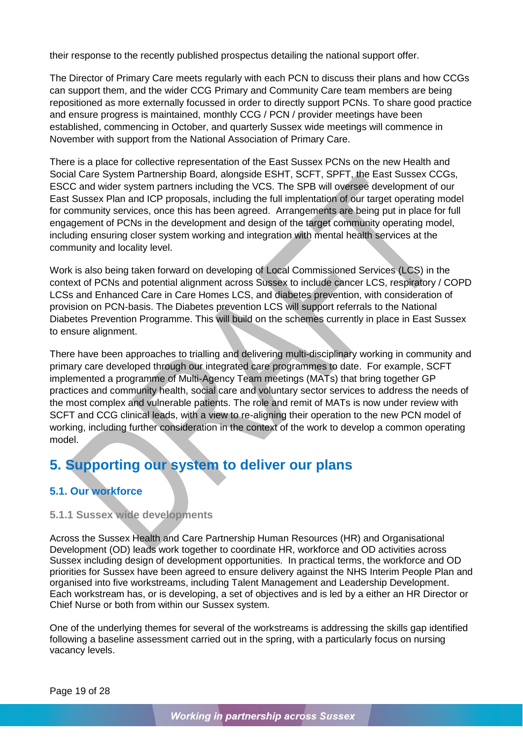their response to the recently published prospectus detailing the national support offer.

The Director of Primary Care meets regularly with each PCN to discuss their plans and how CCGs can support them, and the wider CCG Primary and Community Care team members are being repositioned as more externally focussed in order to directly support PCNs. To share good practice and ensure progress is maintained, monthly CCG / PCN / provider meetings have been established, commencing in October, and quarterly Sussex wide meetings will commence in November with support from the National Association of Primary Care.

There is a place for collective representation of the East Sussex PCNs on the new Health and Social Care System Partnership Board, alongside ESHT, SCFT, SPFT, the East Sussex CCGs, ESCC and wider system partners including the VCS. The SPB will oversee development of our East Sussex Plan and ICP proposals, including the full implementation of our target operating model for community services, once this has been agreed. Arrangements are being put in place for full engagement of PCNs in the development and design of the target community operating model, including ensuring closer system working and integration with mental health services at the community and locality level.

Work is also being taken forward on developing of Local Commissioned Services (LCS) in the context of PCNs and potential alignment across Sussex to include cancer LCS, respiratory / COPD LCSs and Enhanced Care in Care Homes LCS, and diabetes prevention, with consideration of provision on PCN-basis. The Diabetes prevention LCS will support referrals to the National Diabetes Prevention Programme. This will build on the schemes currently in place in East Sussex to ensure alignment.

There have been approaches to trialling and delivering multi-disciplinary working in community and primary care developed through our integrated care programmes to date. For example, SCFT implemented a programme of Multi-Agency Team meetings (MATs) that bring together GP practices and community health, social care and voluntary sector services to address the needs of the most complex and vulnerable patients. The role and remit of MATs is now under review with SCFT and CCG clinical leads, with a view to re-aligning their operation to the new PCN model of working, including further consideration in the context of the work to develop a common operating model.

# 5. Supporting our system to deliver our plans

## 5.1. Our workforce

### 5.1.1 Sussex wide developments

Across the Sussex Health and Care Partnership Human Resources (HR) and Organisational Development (OD) leads work together to coordinate HR, workforce and OD activities across Sussex including design of development opportunities. In practical terms, the workforce and OD priorities for Sussex have been agreed to ensure delivery against the NHS Interim People Plan and organised into five workstreams, including Talent Management and Leadership Development. Each workstream has, or is developing, a set of objectives and is led by a either an HR Director or Chief Nurse or both from within our Sussex system.

One of the underlying themes for several of the workstreams is addressing the skills gap identified following a baseline assessment carried out in the spring, with a particularly focus on nursing vacancy levels.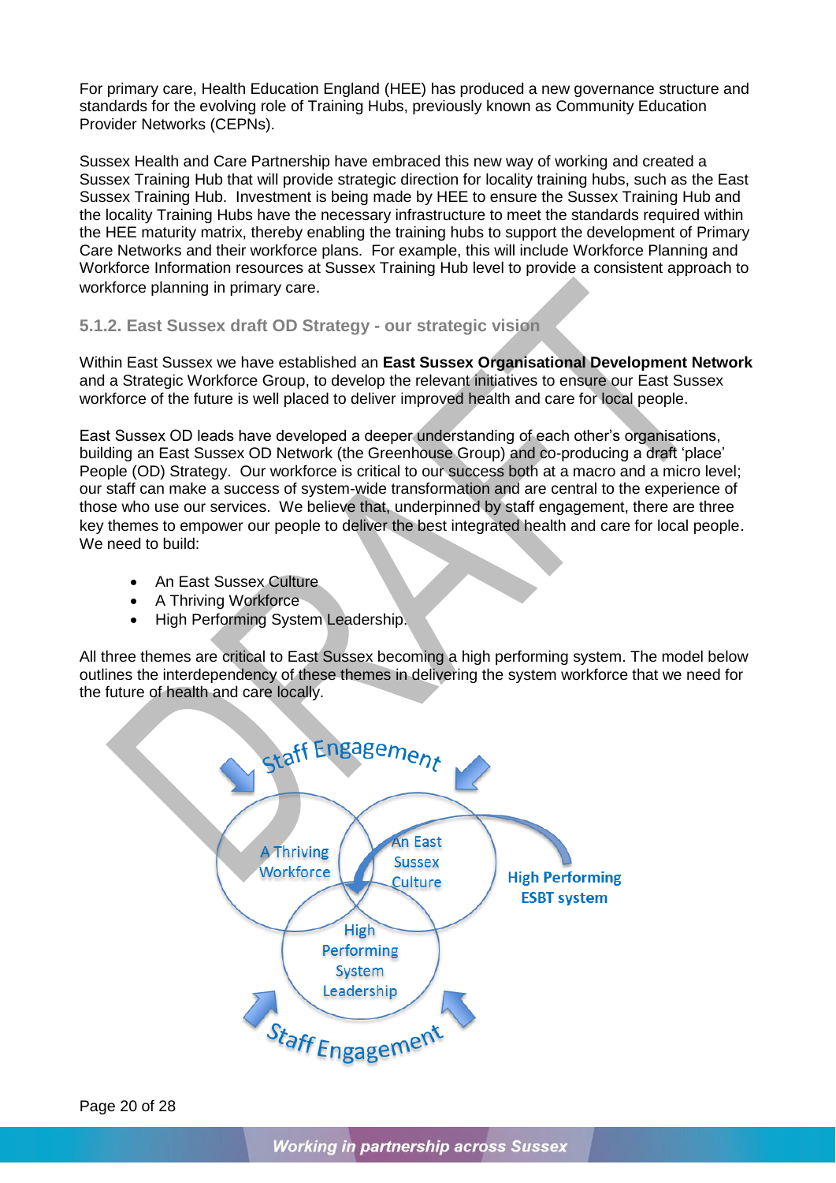For primary care, Health Education England (HEE) has produced a new governance structure and standards for the evolving role of Training Hubs, previously known as Community Education Provider Networks (CEPNs).

Sussex Health and Care Partnership have embraced this new way of working and created a Sussex Training Hub that will provide strategic direction for locality training hubs, such as the East Sussex Training Hub. Investment is being made by HEE to ensure the Sussex Training Hub and the locality Training Hubs have the necessary infrastructure to meet the standards required within the HEE maturity matrix, thereby enabling the training hubs to support the development of Primary Care Networks and their workforce plans. For example, this will include Workforce Planning and Workforce Information resources at Sussex Training Hub level to provide a consistent approach to workforce planning in primary care.

### 5.1.2. East Sussex draft OD Strategy - our strategic vision

Within East Sussex we have established an **East Sussex Organisational Development Network** and a Strategic Workforce Group, to develop the relevant initiatives to ensure our East Sussex workforce of the future is well placed to deliver improved health and care for local people.

East Sussex OD leads have developed a deeper understanding of each other's organisations, building an East Sussex OD Network (the Greenhouse Group) and co-producing a draft 'place' People (OD) Strategy. Our workforce is critical to our success both at a macro and a micro level; our staff can make a success of system-wide transformation and are central to the experience of those who use our services. We believe that, underpinned by staff engagement, there are three key themes to empower our people to deliver the best integrated health and care for local people. We need to build:

- An East Sussex Culture
- A Thriving Workforce
- High Performing System Leadership.

All three themes are critical to East Sussex becoming a high performing system. The model below outlines the interdependency of these themes in delivering the system workforce that we need for the future of health and care locally.

Staff Engagement

A Thriving Workforce

An East Sussex Culture

High Performing System Leadership

High Performing ESBT system

Staff Engagement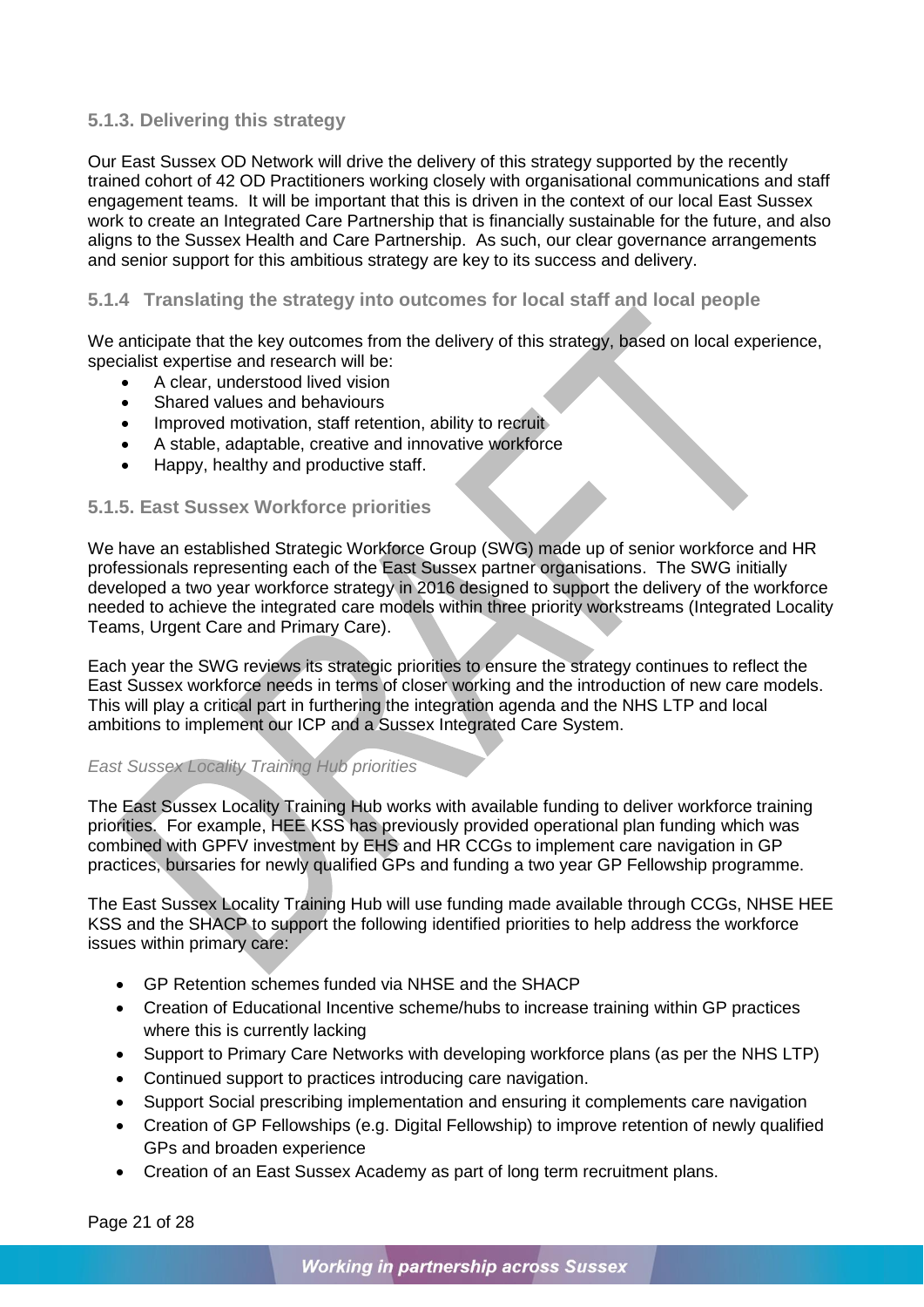### 5.1.3. Delivering this strategy

Our East Sussex OD Network will drive the delivery of this strategy supported by the recently trained cohort of 42 OD Practitioners working closely with organisational communications and staff engagement teams. It will be important that this is driven in the context of our local East Sussex work to create an Integrated Care Partnership that is financially sustainable for the future, and also aligns to the Sussex Health and Care Partnership. As such, our clear governance arrangements and senior support for this ambitious strategy are key to its success and delivery.

### 5.1.4 Translating the strategy into outcomes for local staff and local people

We anticipate that the key outcomes from the delivery of this strategy, based on local experience, specialist expertise and research will be:

- A clear, understood lived vision
- Shared values and behaviours
- Improved motivation, staff retention, ability to recruit
- A stable, adaptable, creative and innovative workforce
- Happy, healthy and productive staff.

### 5.1.5. East Sussex Workforce priorities

We have an established Strategic Workforce Group (SWG) made up of senior workforce and HR professionals representing each of the East Sussex partner organisations. The SWG initially developed a two year workforce strategy in 2016 designed to support the delivery of the workforce needed to achieve the integrated care models within three priority workstreams (Integrated Locality Teams, Urgent Care and Primary Care).

Each year the SWG reviews its strategic priorities to ensure the strategy continues to reflect the East Sussex workforce needs in terms of closer working and the introduction of new care models. This will play a critical part in furthering the integration agenda and the NHS LTP and local ambitions to implement our ICP and a Sussex Integrated Care System.

*East Sussex Locality Training Hub priorities*

The East Sussex Locality Training Hub works with available funding to deliver workforce training priorities. For example, HEE KSS has previously provided operational plan funding which was combined with GPFV investment by EHS and HR CCGs to implement care navigation in GP practices, bursaries for newly qualified GPs and funding a two year GP Fellowship programme.

The East Sussex Locality Training Hub will use funding made available through CCGs, NHSE HEE KSS and the SHACP to support the following identified priorities to help address the workforce issues within primary care:

- GP Retention schemes funded via NHSE and the SHACP
- Creation of Educational Incentive scheme/hubs to increase training within GP practices where this is currently lacking
- Support to Primary Care Networks with developing workforce plans (as per the NHS LTP)
- Continued support to practices introducing care navigation.
- Support Social prescribing implementation and ensuring it complements care navigation
- Creation of GP Fellowships (e.g. Digital Fellowship) to improve retention of newly qualified GPs and broaden experience
- Creation of an East Sussex Academy as part of long term recruitment plans.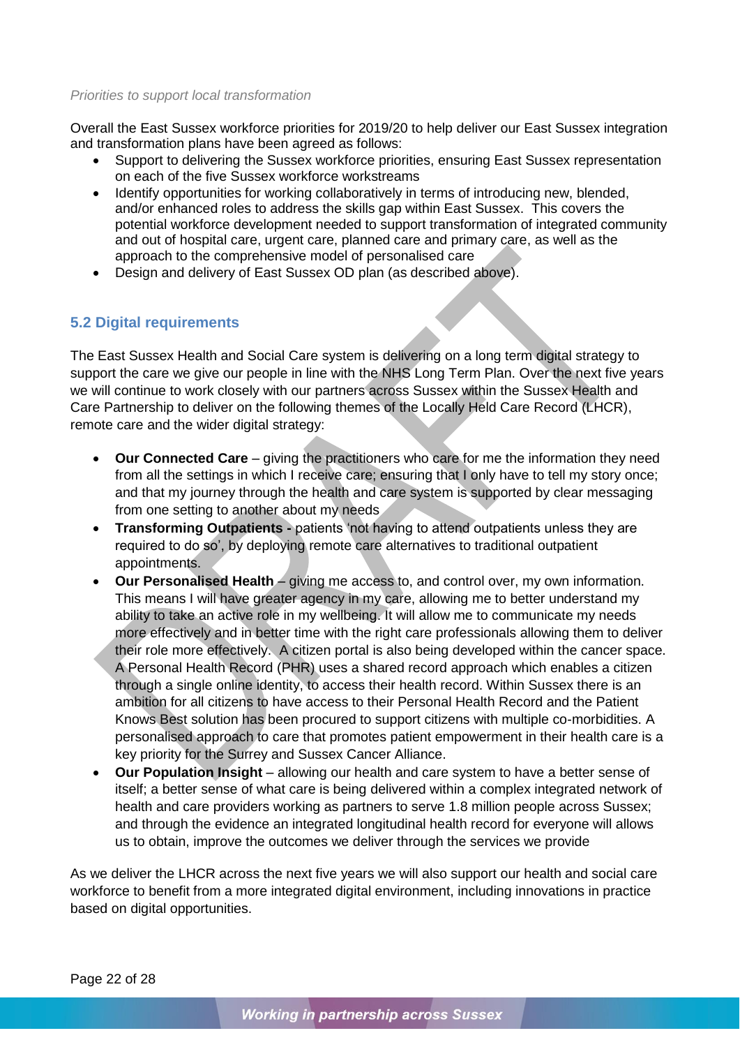*Priorities to support local transformation*

Overall the East Sussex workforce priorities for 2019/20 to help deliver our East Sussex integration and transformation plans have been agreed as follows:

- Support to delivering the Sussex workforce priorities, ensuring East Sussex representation on each of the five Sussex workforce workstreams
- Identify opportunities for working collaboratively in terms of introducing new, blended, and/or enhanced roles to address the skills gap within East Sussex. This covers the potential workforce development needed to support transformation of integrated community and out of hospital care, urgent care, planned care and primary care, as well as the approach to the comprehensive model of personalised care
- Design and delivery of East Sussex OD plan (as described above).

### 5.2 Digital requirements

The East Sussex Health and Social Care system is delivering on a long term digital strategy to support the care we give our people in line with the NHS Long Term Plan. Over the next five years we will continue to work closely with our partners across Sussex within the Sussex Health and Care Partnership to deliver on the following themes of the Locally Held Care Record (LHCR), remote care and the wider digital strategy:

- **Our Connected Care** – giving the practitioners who care for me the information they need from all the settings in which I receive care; ensuring that I only have to tell my story once; and that my journey through the health and care system is supported by clear messaging from one setting to another about my needs
- **Transforming Outpatients -** patients 'not having to attend outpatients unless they are required to do so', by deploying remote care alternatives to traditional outpatient appointments.
- **Our Personalised Health** – giving me access to, and control over, my own information. This means I will have greater agency in my care, allowing me to better understand my ability to take an active role in my wellbeing. It will allow me to communicate my needs more effectively and in better time with the right care professionals allowing them to deliver their role more effectively. A citizen portal is also being developed within the cancer space. A Personal Health Record (PHR) uses a shared record approach which enables a citizen through a single online identity, to access their health record. Within Sussex there is an ambition for all citizens to have access to their Personal Health Record and the Patient Knows Best solution has been procured to support citizens with multiple co-morbidities. A personalised approach to care that promotes patient empowerment in their health care is a key priority for the Surrey and Sussex Cancer Alliance.
- **Our Population Insight** – allowing our health and care system to have a better sense of itself; a better sense of what care is being delivered within a complex integrated network of health and care providers working as partners to serve 1.8 million people across Sussex; and through the evidence an integrated longitudinal health record for everyone will allows us to obtain, improve the outcomes we deliver through the services we provide

As we deliver the LHCR across the next five years we will also support our health and social care workforce to benefit from a more integrated digital environment, including innovations in practice based on digital opportunities.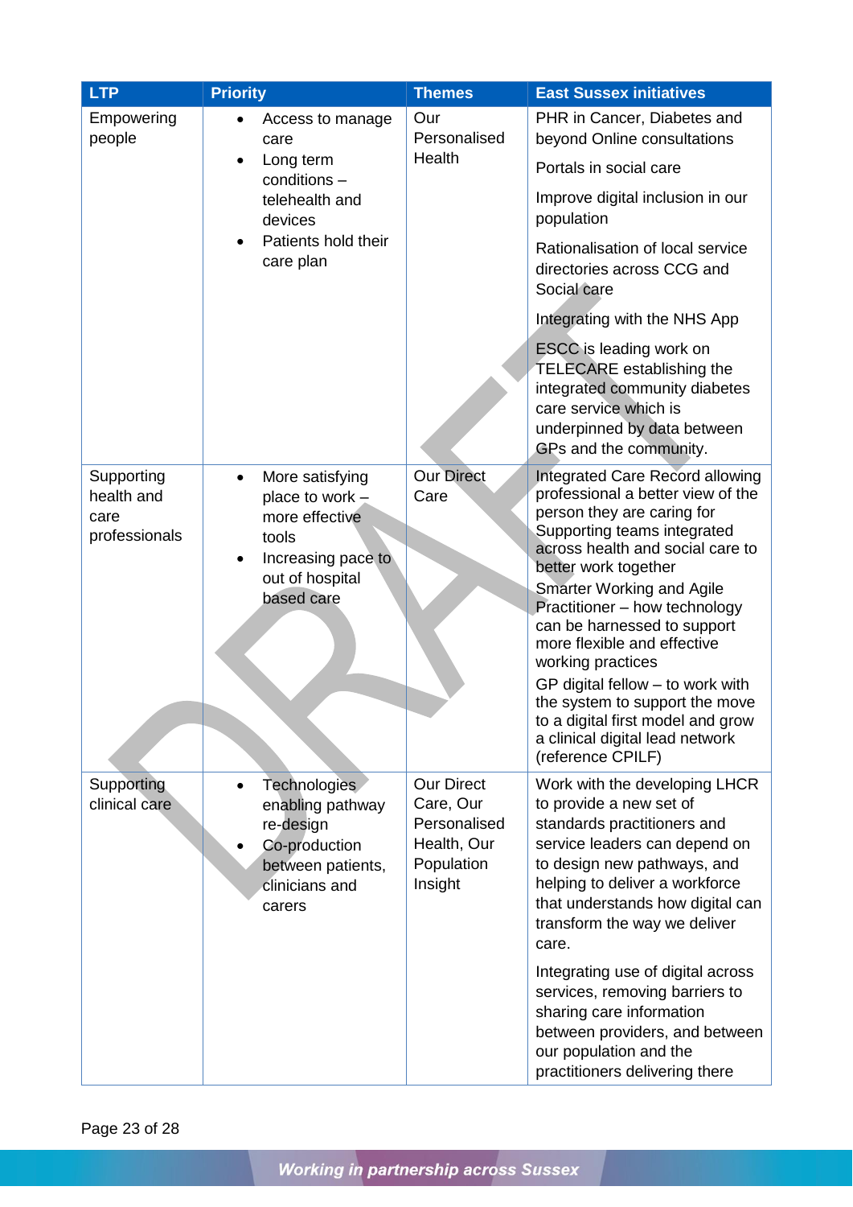| LTP | Priority | Themes | East Sussex initiatives |
|---|---|---|---|
| Empowering people | • Access to manage care<br>• Long term conditions – telehealth and devices<br>• Patients hold their care plan | Our Personalised Health | PHR in Cancer, Diabetes and beyond Online consultations<br><br>Portals in social care<br><br>Improve digital inclusion in our population<br><br>Rationalisation of local service directories across CCG and Social care<br><br>Integrating with the NHS App<br><br>ESCC is leading work on TELECARE establishing the integrated community diabetes care service which is underpinned by data between GPs and the community. |
| Supporting health and care professionals | • More satisfying place to work – more effective tools<br>• Increasing pace to out of hospital based care | Our Direct Care | Integrated Care Record allowing professional a better view of the person they are caring for Supporting teams integrated across health and social care to better work together<br>Smarter Working and Agile Practitioner – how technology can be harnessed to support more flexible and effective working practices<br>GP digital fellow – to work with the system to support the move to a digital first model and grow a clinical digital lead network (reference CPILF) |
| Supporting clinical care | • Technologies enabling pathway re-design<br>• Co-production between patients, clinicians and carers | Our Direct Care, Our Personalised Health, Our Population Insight | Work with the developing LHCR to provide a new set of standards practitioners and service leaders can depend on to design new pathways, and helping to deliver a workforce that understands how digital can transform the way we deliver care.<br><br>Integrating use of digital across services, removing barriers to sharing care information between providers, and between our population and the practitioners delivering there |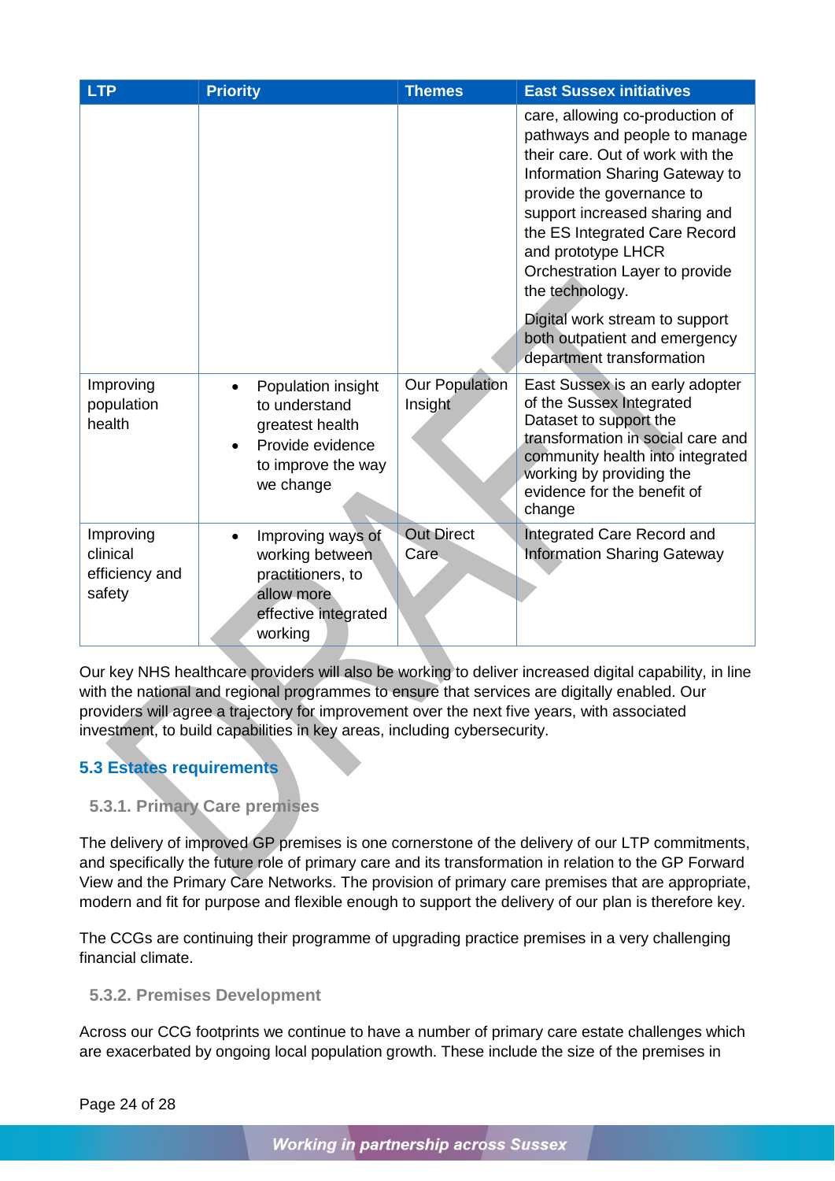| LTP | Priority | Themes | East Sussex initiatives |
|---|---|---|---|
| | | | care, allowing co-production of pathways and people to manage their care. Out of work with the Information Sharing Gateway to provide the governance to support increased sharing and the ES Integrated Care Record and prototype LHCR Orchestration Layer to provide the technology.<br><br>Digital work stream to support both outpatient and emergency department transformation |
| Improving population health | • Population insight to understand greatest health<br>• Provide evidence to improve the way we change | Our Population Insight | East Sussex is an early adopter of the Sussex Integrated Dataset to support the transformation in social care and community health into integrated working by providing the evidence for the benefit of change |
| Improving clinical efficiency and safety | • Improving ways of working between practitioners, to allow more effective integrated working | Out Direct Care | Integrated Care Record and Information Sharing Gateway |

Our key NHS healthcare providers will also be working to deliver increased digital capability, in line with the national and regional programmes to ensure that services are digitally enabled. Our providers will agree a trajectory for improvement over the next five years, with associated investment, to build capabilities in key areas, including cybersecurity.

## 5.3 Estates requirements

### 5.3.1. Primary Care premises

The delivery of improved GP premises is one cornerstone of the delivery of our LTP commitments, and specifically the future role of primary care and its transformation in relation to the GP Forward View and the Primary Care Networks. The provision of primary care premises that are appropriate, modern and fit for purpose and flexible enough to support the delivery of our plan is therefore key.

The CCGs are continuing their programme of upgrading practice premises in a very challenging financial climate.

### 5.3.2. Premises Development

Across our CCG footprints we continue to have a number of primary care estate challenges which are exacerbated by ongoing local population growth. These include the size of the premises in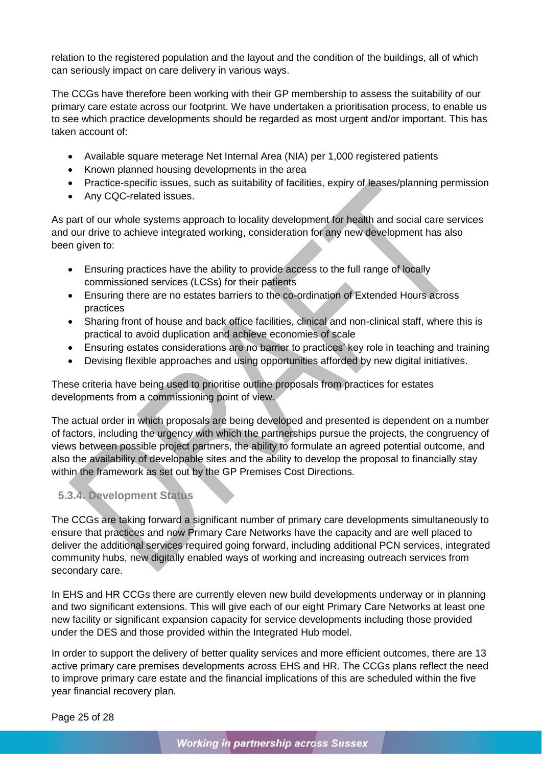relation to the registered population and the layout and the condition of the buildings, all of which can seriously impact on care delivery in various ways.

The CCGs have therefore been working with their GP membership to assess the suitability of our primary care estate across our footprint. We have undertaken a prioritisation process, to enable us to see which practice developments should be regarded as most urgent and/or important. This has taken account of:

- Available square meterage Net Internal Area (NIA) per 1,000 registered patients
- Known planned housing developments in the area
- Practice-specific issues, such as suitability of facilities, expiry of leases/planning permission
- Any CQC-related issues.

As part of our whole systems approach to locality development for health and social care services and our drive to achieve integrated working, consideration for any new development has also been given to:

- Ensuring practices have the ability to provide access to the full range of locally commissioned services (LCSs) for their patients
- Ensuring there are no estates barriers to the co-ordination of Extended Hours across practices
- Sharing front of house and back office facilities, clinical and non-clinical staff, where this is practical to avoid duplication and achieve economies of scale
- Ensuring estates considerations are no barrier to practices' key role in teaching and training
- Devising flexible approaches and using opportunities afforded by new digital initiatives.

These criteria have being used to prioritise outline proposals from practices for estates developments from a commissioning point of view.

The actual order in which proposals are being developed and presented is dependent on a number of factors, including the urgency with which the partnerships pursue the projects, the congruency of views between possible project partners, the ability to formulate an agreed potential outcome, and also the availability of developable sites and the ability to develop the proposal to financially stay within the framework as set out by the GP Premises Cost Directions.

### 5.3.4. Development Status

The CCGs are taking forward a significant number of primary care developments simultaneously to ensure that practices and now Primary Care Networks have the capacity and are well placed to deliver the additional services required going forward, including additional PCN services, integrated community hubs, new digitally enabled ways of working and increasing outreach services from secondary care.

In EHS and HR CCGs there are currently eleven new build developments underway or in planning and two significant extensions. This will give each of our eight Primary Care Networks at least one new facility or significant expansion capacity for service developments including those provided under the DES and those provided within the Integrated Hub model.

In order to support the delivery of better quality services and more efficient outcomes, there are 13 active primary care premises developments across EHS and HR. The CCGs plans reflect the need to improve primary care estate and the financial implications of this are scheduled within the five year financial recovery plan.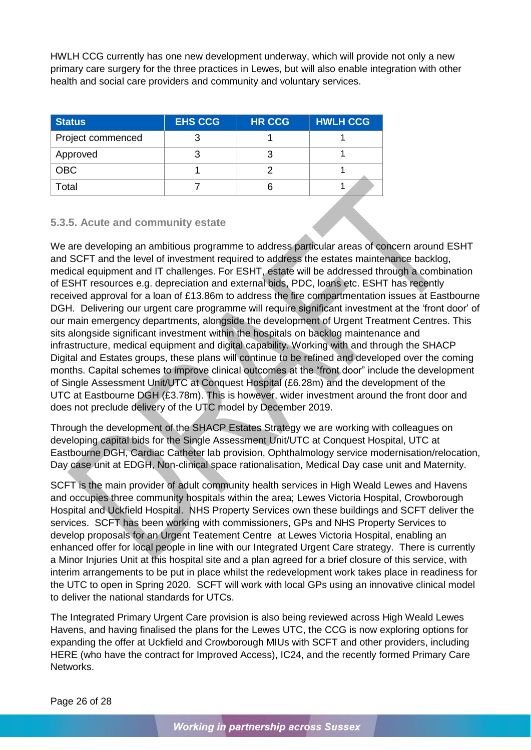HWLH CCG currently has one new development underway, which will provide not only a new primary care surgery for the three practices in Lewes, but will also enable integration with other health and social care providers and community and voluntary services.

| Status | EHS CCG | HR CCG | HWLH CCG |
|---|---|---|---|
| Project commenced | 3 | 1 | 1 |
| Approved | 3 | 3 | 1 |
| OBC | 1 | 2 | 1 |
| Total | 7 | 6 | 1 |

### 5.3.5. Acute and community estate

We are developing an ambitious programme to address particular areas of concern around ESHT and SCFT and the level of investment required to address the estates maintenance backlog, medical equipment and IT challenges. For ESHT, estate will be addressed through a combination of ESHT resources e.g. depreciation and external bids, PDC, loans etc. ESHT has recently received approval for a loan of £13.86m to address the fire compartmentation issues at Eastbourne DGH. Delivering our urgent care programme will require significant investment at the 'front door' of our main emergency departments, alongside the development of Urgent Treatment Centres. This sits alongside significant investment within the hospitals on backlog maintenance and infrastructure, medical equipment and digital capability. Working with and through the SHACP Digital and Estates groups, these plans will continue to be refined and developed over the coming months. Capital schemes to improve clinical outcomes at the "front door" include the development of Single Assessment Unit/UTC at Conquest Hospital (£6.28m) and the development of the UTC at Eastbourne DGH (£3.78m). This is however, wider investment around the front door and does not preclude delivery of the UTC model by December 2019.

Through the development of the SHACP Estates Strategy we are working with colleagues on developing capital bids for the Single Assessment Unit/UTC at Conquest Hospital, UTC at Eastbourne DGH, Cardiac Catheter lab provision, Ophthalmology service modernisation/relocation, Day case unit at EDGH, Non-clinical space rationalisation, Medical Day case unit and Maternity.

SCFT is the main provider of adult community health services in High Weald Lewes and Havens and occupies three community hospitals within the area; Lewes Victoria Hospital, Crowborough Hospital and Uckfield Hospital. NHS Property Services own these buildings and SCFT deliver the services. SCFT has been working with commissioners, GPs and NHS Property Services to develop proposals for an Urgent Teatement Centre at Lewes Victoria Hospital, enabling an enhanced offer for local people in line with our Integrated Urgent Care strategy. There is currently a Minor Injuries Unit at this hospital site and a plan agreed for a brief closure of this service, with interim arrangements to be put in place whilst the redevelopment work takes place in readiness for the UTC to open in Spring 2020. SCFT will work with local GPs using an innovative clinical model to deliver the national standards for UTCs.

The Integrated Primary Urgent Care provision is also being reviewed across High Weald Lewes Havens, and having finalised the plans for the Lewes UTC, the CCG is now exploring options for expanding the offer at Uckfield and Crowborough MIUs with SCFT and other providers, including HERE (who have the contract for Improved Access), IC24, and the recently formed Primary Care Networks.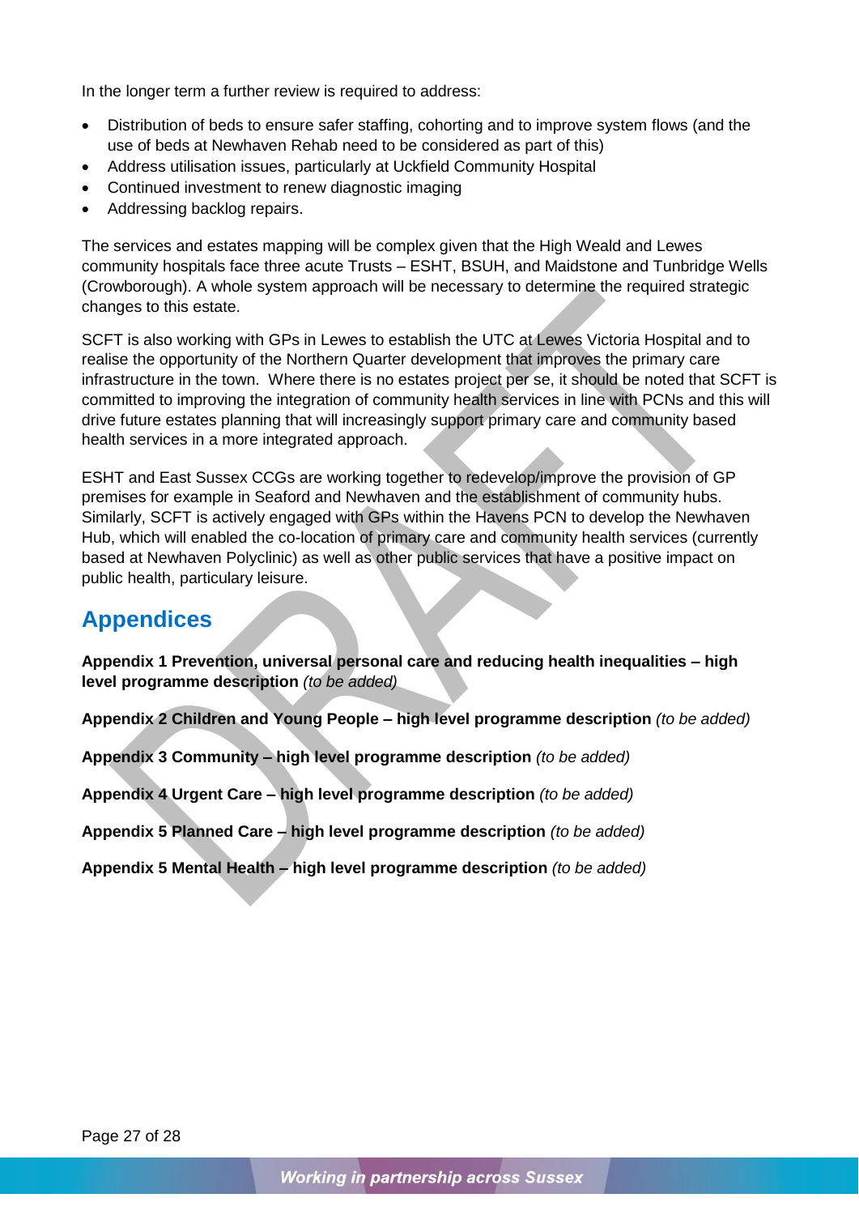In the longer term a further review is required to address:

- Distribution of beds to ensure safer staffing, cohorting and to improve system flows (and the use of beds at Newhaven Rehab need to be considered as part of this)
- Address utilisation issues, particularly at Uckfield Community Hospital
- Continued investment to renew diagnostic imaging
- Addressing backlog repairs.

The services and estates mapping will be complex given that the High Weald and Lewes community hospitals face three acute Trusts – ESHT, BSUH, and Maidstone and Tunbridge Wells (Crowborough). A whole system approach will be necessary to determine the required strategic changes to this estate.

SCFT is also working with GPs in Lewes to establish the UTC at Lewes Victoria Hospital and to realise the opportunity of the Northern Quarter development that improves the primary care infrastructure in the town. Where there is no estates project per se, it should be noted that SCFT is committed to improving the integration of community health services in line with PCNs and this will drive future estates planning that will increasingly support primary care and community based health services in a more integrated approach.

ESHT and East Sussex CCGs are working together to redevelop/improve the provision of GP premises for example in Seaford and Newhaven and the establishment of community hubs. Similarly, SCFT is actively engaged with GPs within the Havens PCN to develop the Newhaven Hub, which will enabled the co-location of primary care and community health services (currently based at Newhaven Polyclinic) as well as other public services that have a positive impact on public health, particulary leisure.

## Appendices

**Appendix 1 Prevention, universal personal care and reducing health inequalities – high level programme description** *(to be added)*

**Appendix 2 Children and Young People – high level programme description** *(to be added)*

**Appendix 3 Community – high level programme description** *(to be added)*

**Appendix 4 Urgent Care – high level programme description** *(to be added)*

**Appendix 5 Planned Care – high level programme description** *(to be added)*

**Appendix 5 Mental Health – high level programme description** *(to be added)*